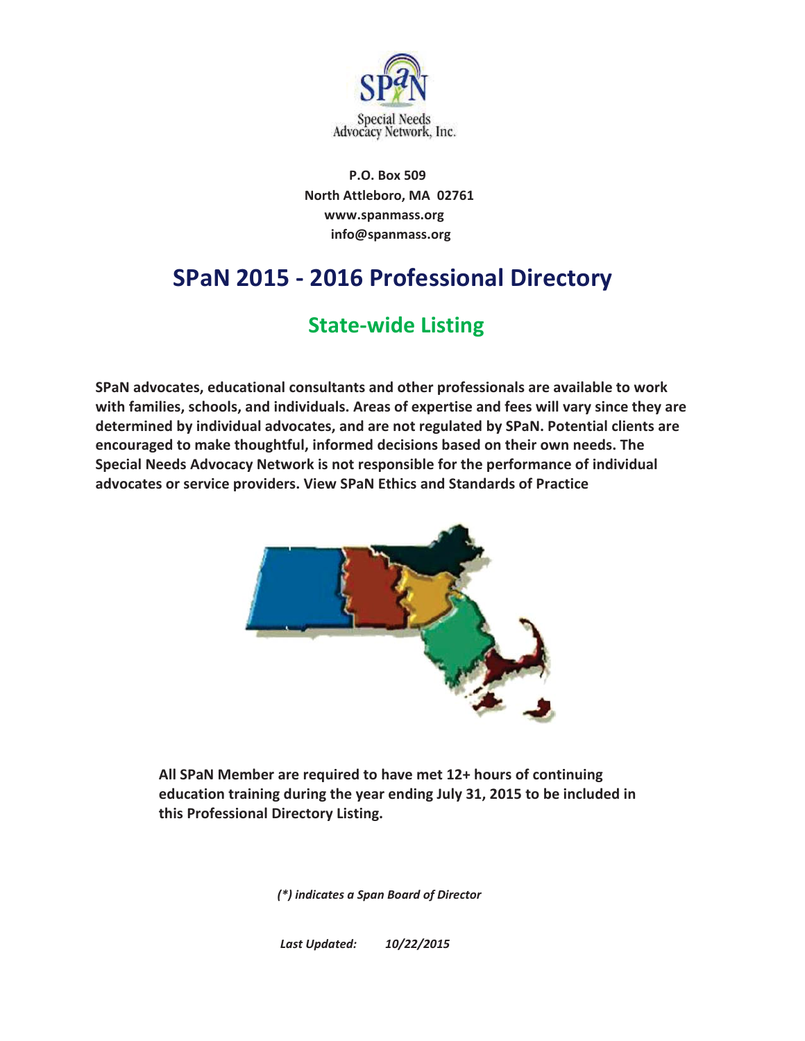Special Needs Advocacy Network, Inc.

**P.O. Box 509**
**North Attleboro, MA 02761**
**www.spanmass.org**
**info@spanmass.org**

# SPaN 2015 - 2016 Professional Directory

## State-wide Listing

**SPaN advocates, educational consultants and other professionals are available to work with families, schools, and individuals. Areas of expertise and fees will vary since they are determined by individual advocates, and are not regulated by SPaN. Potential clients are encouraged to make thoughtful, informed decisions based on their own needs. The Special Needs Advocacy Network is not responsible for the performance of individual advocates or service providers. View SPaN Ethics and Standards of Practice**

**All SPaN Member are required to have met 12+ hours of continuing education training during the year ending July 31, 2015 to be included in this Professional Directory Listing.**

***(*) indicates a Span Board of Director***

***Last Updated: 10/22/2015***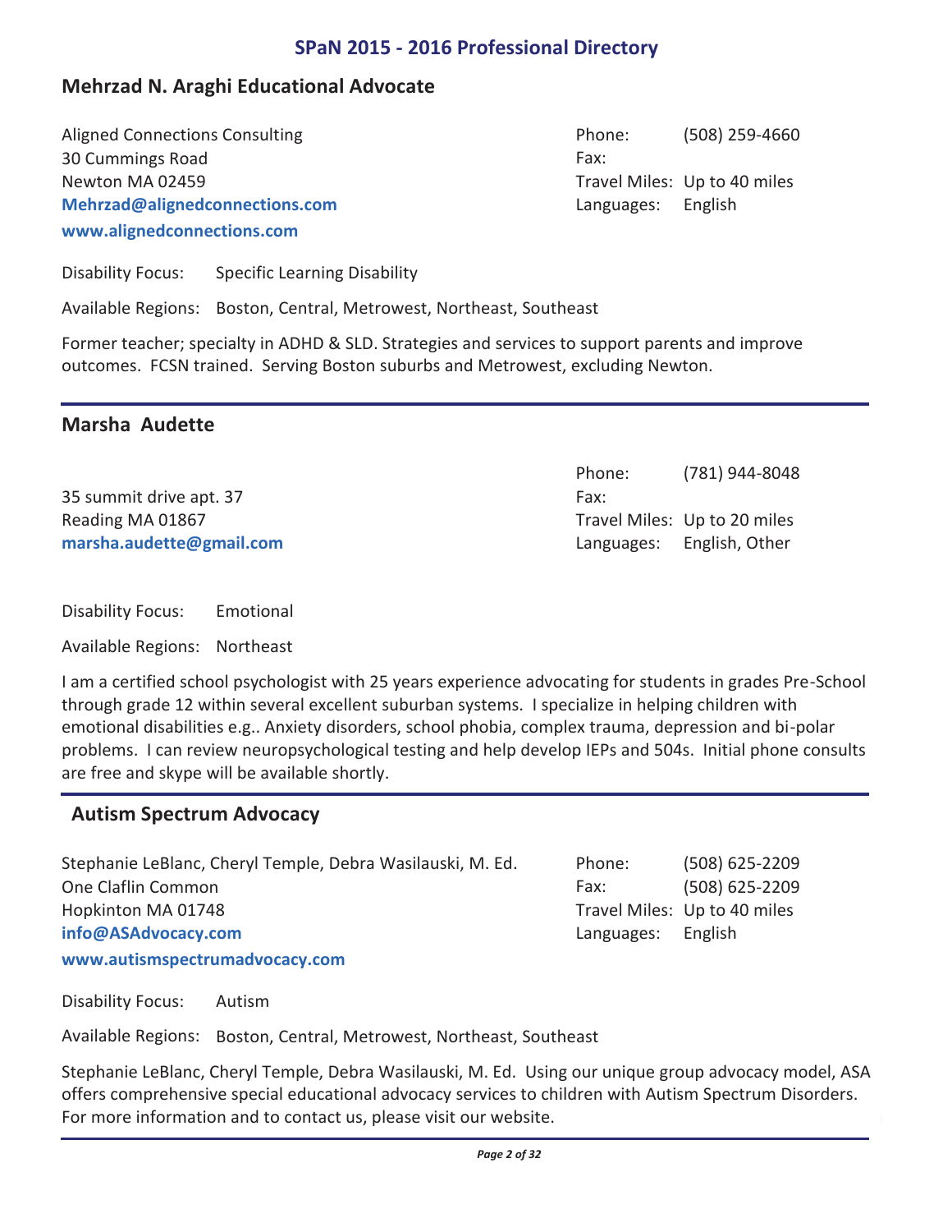## Mehrzad N. Araghi Educational Advocate

Aligned Connections Consulting
30 Cummings Road
Newton MA 02459
**Mehrzad@alignedconnections.com**
**www.alignedconnections.com**

Phone: (508) 259-4660
Fax:
Travel Miles: Up to 40 miles
Languages: English

Disability Focus: Specific Learning Disability

Available Regions: Boston, Central, Metrowest, Northeast, Southeast

Former teacher; specialty in ADHD & SLD. Strategies and services to support parents and improve outcomes. FCSN trained. Serving Boston suburbs and Metrowest, excluding Newton.

---

## Marsha Audette

35 summit drive apt. 37
Reading MA 01867
**marsha.audette@gmail.com**

Phone: (781) 944-8048
Fax:
Travel Miles: Up to 20 miles
Languages: English, Other

Disability Focus: Emotional

Available Regions: Northeast

I am a certified school psychologist with 25 years experience advocating for students in grades Pre-School through grade 12 within several excellent suburban systems. I specialize in helping children with emotional disabilities e.g.. Anxiety disorders, school phobia, complex trauma, depression and bi-polar problems. I can review neuropsychological testing and help develop IEPs and 504s. Initial phone consults are free and skype will be available shortly.

---

## Autism Spectrum Advocacy

Stephanie LeBlanc, Cheryl Temple, Debra Wasilauski, M. Ed.
One Claflin Common
Hopkinton MA 01748
**info@ASAdvocacy.com**
**www.autismspectrumadvocacy.com**

Phone: (508) 625-2209
Fax: (508) 625-2209
Travel Miles: Up to 40 miles
Languages: English

Disability Focus: Autism

Available Regions: Boston, Central, Metrowest, Northeast, Southeast

Stephanie LeBlanc, Cheryl Temple, Debra Wasilauski, M. Ed. Using our unique group advocacy model, ASA offers comprehensive special educational advocacy services to children with Autism Spectrum Disorders. For more information and to contact us, please visit our website.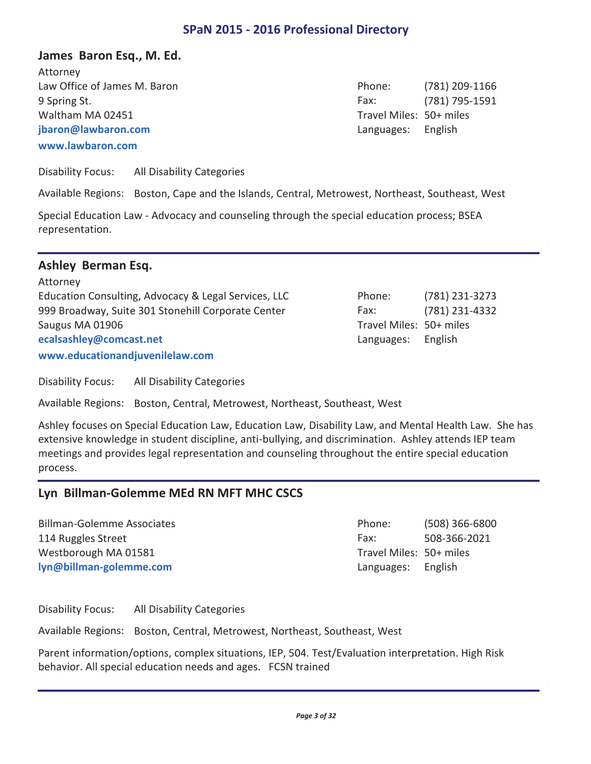## James Baron Esq., M. Ed.

Attorney
Law Office of James M. Baron
9 Spring St.
Waltham MA 02451
**jbaron@lawbaron.com**
**www.lawbaron.com**

Phone: (781) 209-1166
Fax: (781) 795-1591
Travel Miles: 50+ miles
Languages: English

Disability Focus: All Disability Categories

Available Regions: Boston, Cape and the Islands, Central, Metrowest, Northeast, Southeast, West

Special Education Law - Advocacy and counseling through the special education process; BSEA representation.

---

## Ashley Berman Esq.

Attorney
Education Consulting, Advocacy & Legal Services, LLC
999 Broadway, Suite 301 Stonehill Corporate Center
Saugus MA 01906
**ecalsashley@comcast.net**
**www.educationandjuvenilelaw.com**

Phone: (781) 231-3273
Fax: (781) 231-4332
Travel Miles: 50+ miles
Languages: English

Disability Focus: All Disability Categories

Available Regions: Boston, Central, Metrowest, Northeast, Southeast, West

Ashley focuses on Special Education Law, Education Law, Disability Law, and Mental Health Law. She has extensive knowledge in student discipline, anti-bullying, and discrimination. Ashley attends IEP team meetings and provides legal representation and counseling throughout the entire special education process.

---

## Lyn Billman-Golemme MEd RN MFT MHC CSCS

Billman-Golemme Associates
114 Ruggles Street
Westborough MA 01581
**lyn@billman-golemme.com**

Phone: (508) 366-6800
Fax: 508-366-2021
Travel Miles: 50+ miles
Languages: English

Disability Focus: All Disability Categories

Available Regions: Boston, Central, Metrowest, Northeast, Southeast, West

Parent information/options, complex situations, IEP, 504. Test/Evaluation interpretation. High Risk behavior. All special education needs and ages. FCSN trained

---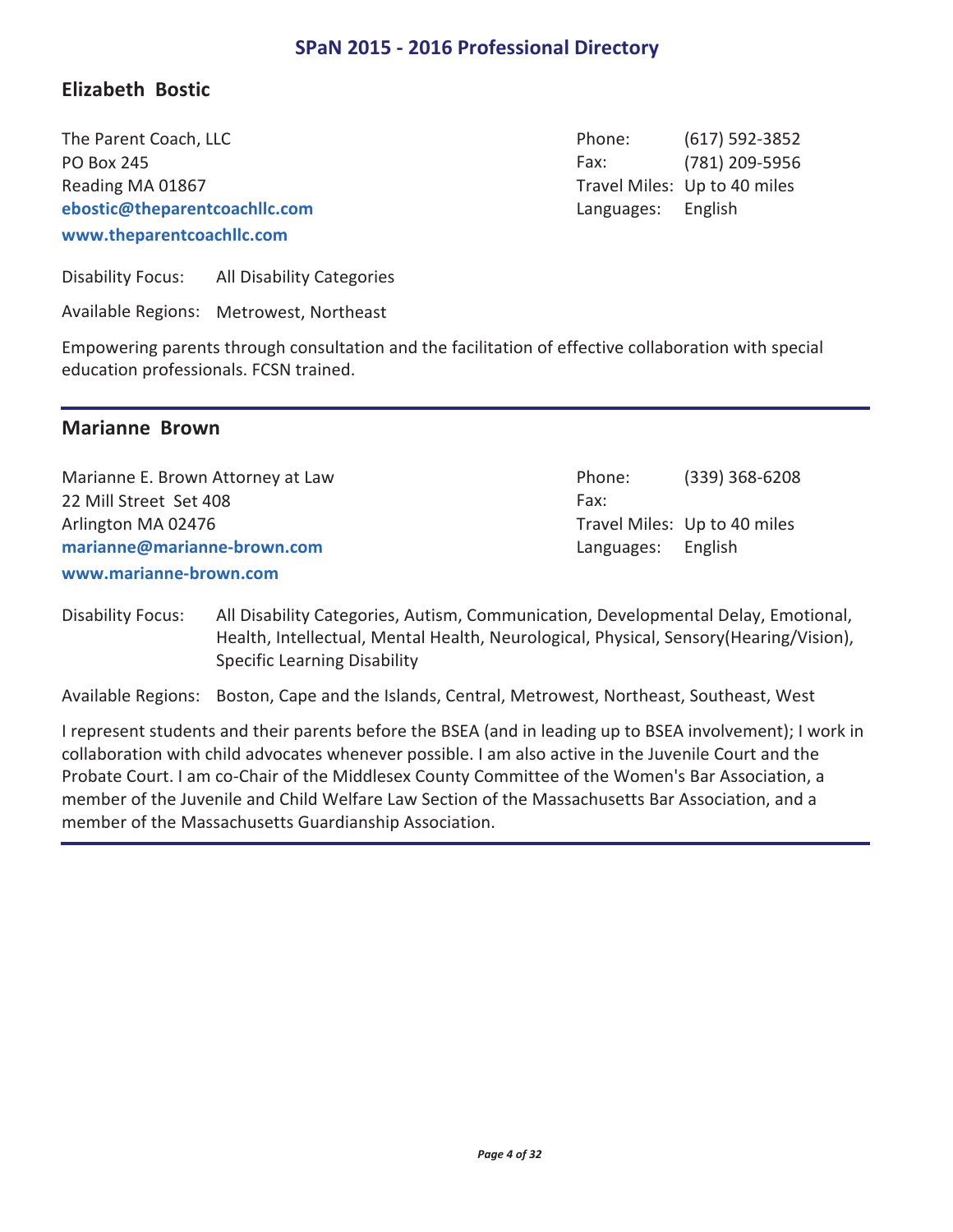## Elizabeth Bostic

The Parent Coach, LLC
PO Box 245
Reading MA 01867
**ebostic@theparentcoachllc.com**
**www.theparentcoachllc.com**

Phone: (617) 592-3852
Fax: (781) 209-5956
Travel Miles: Up to 40 miles
Languages: English

Disability Focus: All Disability Categories

Available Regions: Metrowest, Northeast

Empowering parents through consultation and the facilitation of effective collaboration with special education professionals. FCSN trained.

---

## Marianne Brown

Marianne E. Brown Attorney at Law
22 Mill Street Set 408
Arlington MA 02476
**marianne@marianne-brown.com**
**www.marianne-brown.com**

Phone: (339) 368-6208
Fax:
Travel Miles: Up to 40 miles
Languages: English

Disability Focus: All Disability Categories, Autism, Communication, Developmental Delay, Emotional, Health, Intellectual, Mental Health, Neurological, Physical, Sensory(Hearing/Vision), Specific Learning Disability

Available Regions: Boston, Cape and the Islands, Central, Metrowest, Northeast, Southeast, West

I represent students and their parents before the BSEA (and in leading up to BSEA involvement); I work in collaboration with child advocates whenever possible. I am also active in the Juvenile Court and the Probate Court. I am co-Chair of the Middlesex County Committee of the Women's Bar Association, a member of the Juvenile and Child Welfare Law Section of the Massachusetts Bar Association, and a member of the Massachusetts Guardianship Association.

---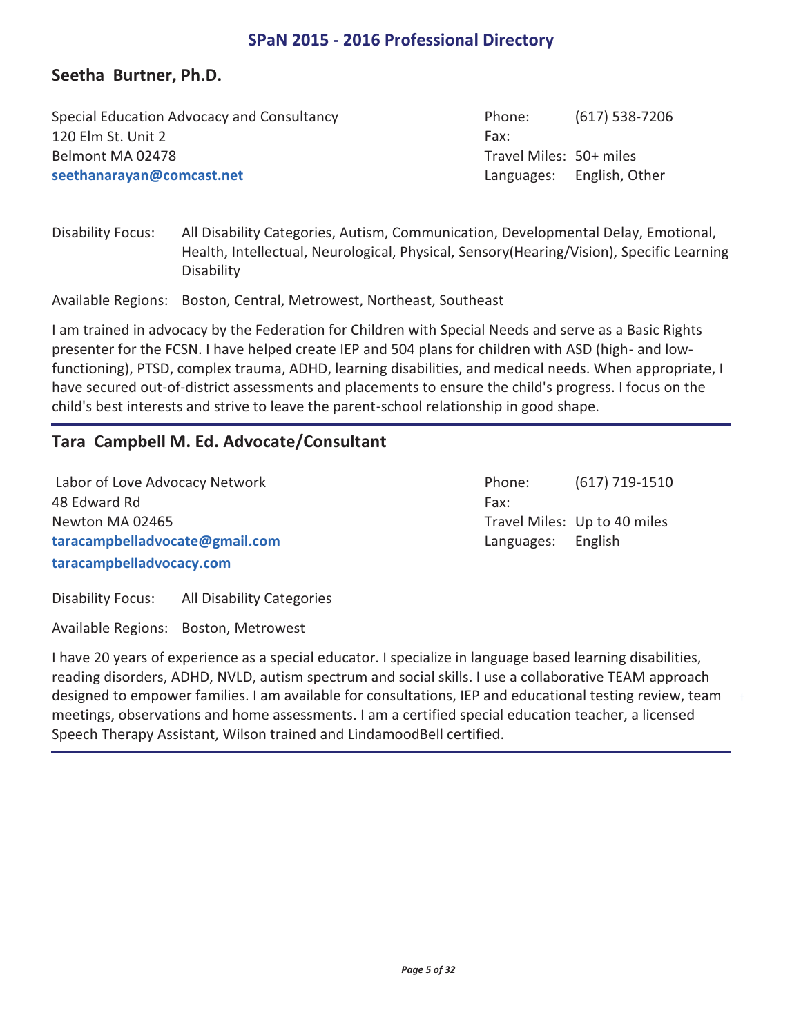## Seetha Burtner, Ph.D.

Special Education Advocacy and Consultancy
120 Elm St. Unit 2
Belmont MA 02478
**seethanarayan@comcast.net**

Phone: (617) 538-7206
Fax:
Travel Miles: 50+ miles
Languages: English, Other

Disability Focus: All Disability Categories, Autism, Communication, Developmental Delay, Emotional, Health, Intellectual, Neurological, Physical, Sensory(Hearing/Vision), Specific Learning Disability

Available Regions: Boston, Central, Metrowest, Northeast, Southeast

I am trained in advocacy by the Federation for Children with Special Needs and serve as a Basic Rights presenter for the FCSN. I have helped create IEP and 504 plans for children with ASD (high- and low-functioning), PTSD, complex trauma, ADHD, learning disabilities, and medical needs. When appropriate, I have secured out-of-district assessments and placements to ensure the child's progress. I focus on the child's best interests and strive to leave the parent-school relationship in good shape.

---

## Tara Campbell M. Ed. Advocate/Consultant

Labor of Love Advocacy Network
48 Edward Rd
Newton MA 02465
**taracampbelladvocate@gmail.com**
**taracampbelladvocacy.com**

Phone: (617) 719-1510
Fax:
Travel Miles: Up to 40 miles
Languages: English

Disability Focus: All Disability Categories

Available Regions: Boston, Metrowest

I have 20 years of experience as a special educator. I specialize in language based learning disabilities, reading disorders, ADHD, NVLD, autism spectrum and social skills. I use a collaborative TEAM approach designed to empower families. I am available for consultations, IEP and educational testing review, team meetings, observations and home assessments. I am a certified special education teacher, a licensed Speech Therapy Assistant, Wilson trained and LindamoodBell certified.

---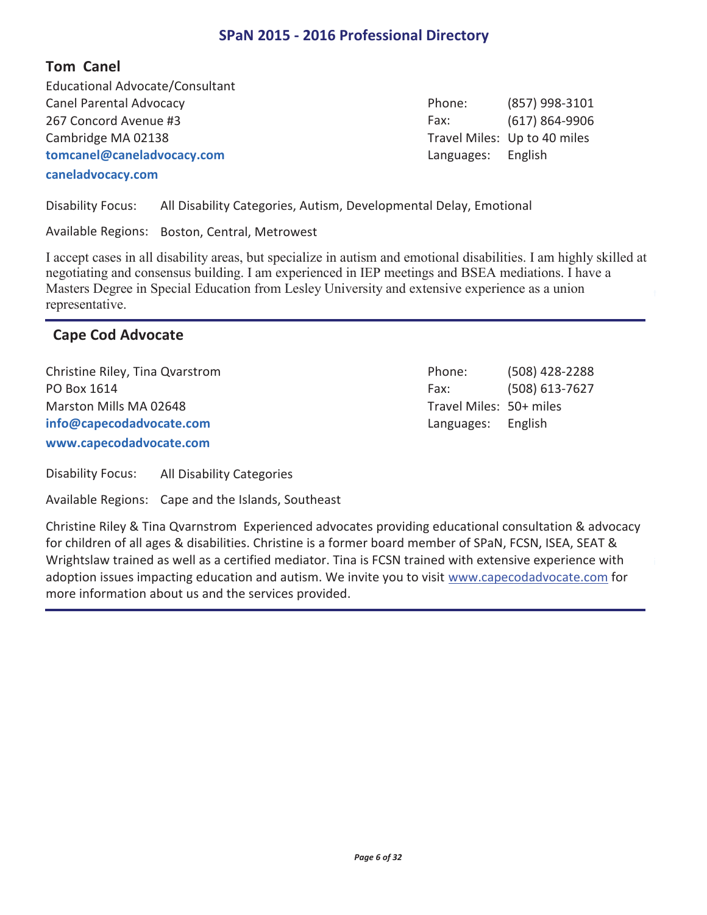## Tom Canel

Educational Advocate/Consultant
Canel Parental Advocacy
267 Concord Avenue #3
Cambridge MA 02138
**tomcanel@caneladvocacy.com**
**caneladvocacy.com**

Phone: (857) 998-3101
Fax: (617) 864-9906
Travel Miles: Up to 40 miles
Languages: English

Disability Focus: All Disability Categories, Autism, Developmental Delay, Emotional

Available Regions: Boston, Central, Metrowest

I accept cases in all disability areas, but specialize in autism and emotional disabilities. I am highly skilled at negotiating and consensus building. I am experienced in IEP meetings and BSEA mediations. I have a Masters Degree in Special Education from Lesley University and extensive experience as a union representative.

---

## Cape Cod Advocate

Christine Riley, Tina Qvarstrom
PO Box 1614
Marston Mills MA 02648
**info@capecodadvocate.com**
**www.capecodadvocate.com**

Phone: (508) 428-2288
Fax: (508) 613-7627
Travel Miles: 50+ miles
Languages: English

Disability Focus: All Disability Categories

Available Regions: Cape and the Islands, Southeast

Christine Riley & Tina Qvarnstrom Experienced advocates providing educational consultation & advocacy for children of all ages & disabilities. Christine is a former board member of SPaN, FCSN, ISEA, SEAT & Wrightslaw trained as well as a certified mediator. Tina is FCSN trained with extensive experience with adoption issues impacting education and autism. We invite you to visit www.capecodadvocate.com for more information about us and the services provided.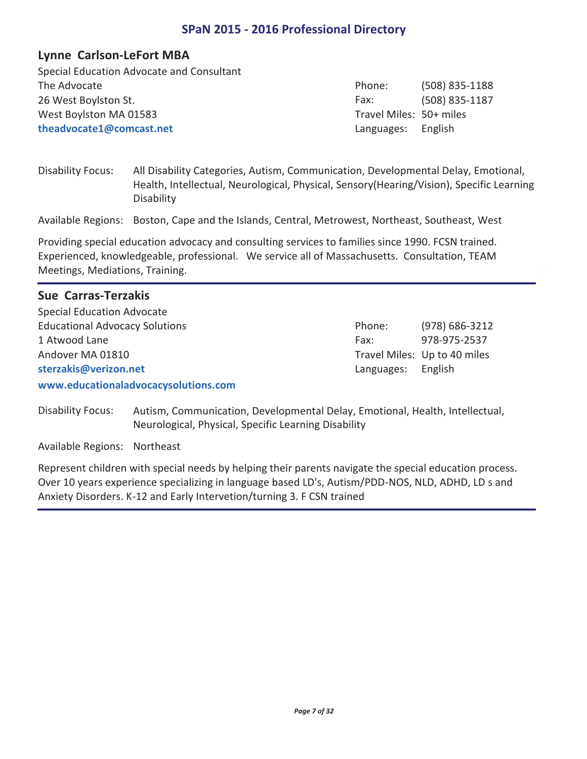## Lynne Carlson-LeFort MBA

Special Education Advocate and Consultant
The Advocate
26 West Boylston St.
West Boylston MA 01583
**theadvocate1@comcast.net**

Phone: (508) 835-1188
Fax: (508) 835-1187
Travel Miles: 50+ miles
Languages: English

Disability Focus: All Disability Categories, Autism, Communication, Developmental Delay, Emotional, Health, Intellectual, Neurological, Physical, Sensory(Hearing/Vision), Specific Learning Disability

Available Regions: Boston, Cape and the Islands, Central, Metrowest, Northeast, Southeast, West

Providing special education advocacy and consulting services to families since 1990. FCSN trained. Experienced, knowledgeable, professional. We service all of Massachusetts. Consultation, TEAM Meetings, Mediations, Training.

---

## Sue Carras-Terzakis

Special Education Advocate
Educational Advocacy Solutions
1 Atwood Lane
Andover MA 01810
**sterzakis@verizon.net**
**www.educationaladvocacysolutions.com**

Phone: (978) 686-3212
Fax: 978-975-2537
Travel Miles: Up to 40 miles
Languages: English

Disability Focus: Autism, Communication, Developmental Delay, Emotional, Health, Intellectual, Neurological, Physical, Specific Learning Disability

Available Regions: Northeast

Represent children with special needs by helping their parents navigate the special education process. Over 10 years experience specializing in language based LD's, Autism/PDD-NOS, NLD, ADHD, LD s and Anxiety Disorders. K-12 and Early Intervetion/turning 3. F CSN trained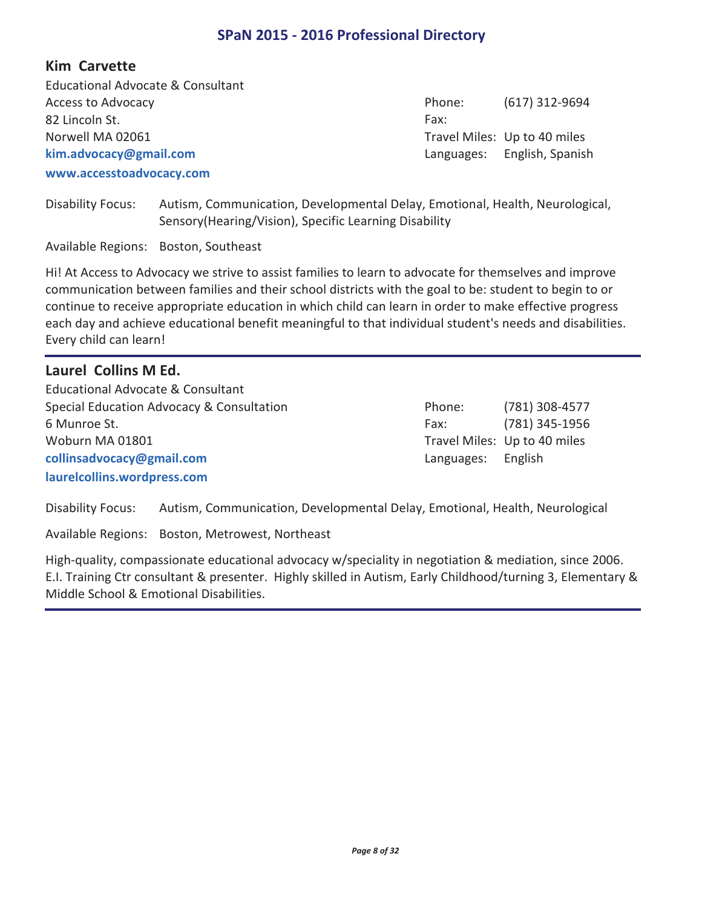## Kim Carvette

Educational Advocate & Consultant
Access to Advocacy
82 Lincoln St.
Norwell MA 02061
**kim.advocacy@gmail.com**
**www.accesstoadvocacy.com**

Phone: (617) 312-9694
Fax:
Travel Miles: Up to 40 miles
Languages: English, Spanish

Disability Focus: Autism, Communication, Developmental Delay, Emotional, Health, Neurological, Sensory(Hearing/Vision), Specific Learning Disability

Available Regions: Boston, Southeast

Hi! At Access to Advocacy we strive to assist families to learn to advocate for themselves and improve communication between families and their school districts with the goal to be: student to begin to or continue to receive appropriate education in which child can learn in order to make effective progress each day and achieve educational benefit meaningful to that individual student's needs and disabilities. Every child can learn!

---

## Laurel Collins M Ed.

Educational Advocate & Consultant
Special Education Advocacy & Consultation
6 Munroe St.
Woburn MA 01801
**collinsadvocacy@gmail.com**
**laurelcollins.wordpress.com**

Phone: (781) 308-4577
Fax: (781) 345-1956
Travel Miles: Up to 40 miles
Languages: English

Disability Focus: Autism, Communication, Developmental Delay, Emotional, Health, Neurological

Available Regions: Boston, Metrowest, Northeast

High-quality, compassionate educational advocacy w/speciality in negotiation & mediation, since 2006. E.I. Training Ctr consultant & presenter. Highly skilled in Autism, Early Childhood/turning 3, Elementary & Middle School & Emotional Disabilities.

---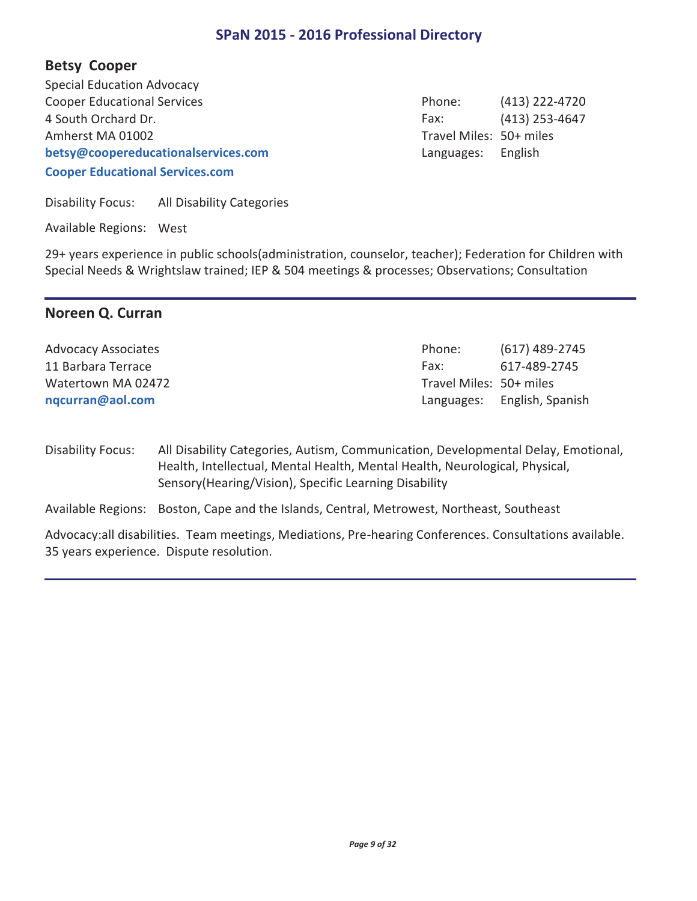## Betsy Cooper

Special Education Advocacy
Cooper Educational Services
4 South Orchard Dr.
Amherst MA 01002
**betsy@coopereducationalservices.com**
**Cooper Educational Services.com**

Phone: (413) 222-4720
Fax: (413) 253-4647
Travel Miles: 50+ miles
Languages: English

Disability Focus: All Disability Categories

Available Regions: West

29+ years experience in public schools(administration, counselor, teacher); Federation for Children with Special Needs & Wrightslaw trained; IEP & 504 meetings & processes; Observations; Consultation

---

## Noreen Q. Curran

Advocacy Associates
11 Barbara Terrace
Watertown MA 02472
**nqcurran@aol.com**

Phone: (617) 489-2745
Fax: 617-489-2745
Travel Miles: 50+ miles
Languages: English, Spanish

Disability Focus: All Disability Categories, Autism, Communication, Developmental Delay, Emotional, Health, Intellectual, Mental Health, Mental Health, Neurological, Physical, Sensory(Hearing/Vision), Specific Learning Disability

Available Regions: Boston, Cape and the Islands, Central, Metrowest, Northeast, Southeast

Advocacy:all disabilities. Team meetings, Mediations, Pre-hearing Conferences. Consultations available. 35 years experience. Dispute resolution.

---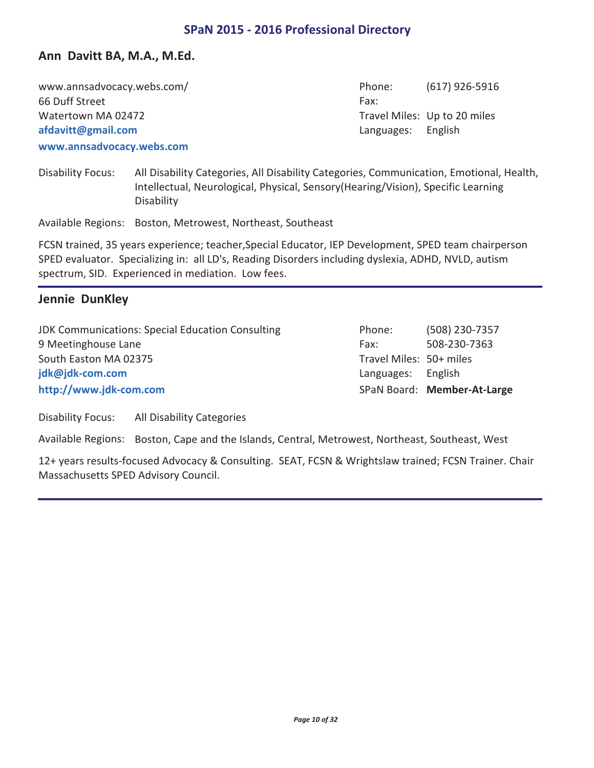## Ann Davitt BA, M.A., M.Ed.

www.annsadvocacy.webs.com/
66 Duff Street
Watertown MA 02472
**afdavitt@gmail.com**
**www.annsadvocacy.webs.com**

Phone: (617) 926-5916
Fax:
Travel Miles: Up to 20 miles
Languages: English

Disability Focus: All Disability Categories, All Disability Categories, Communication, Emotional, Health, Intellectual, Neurological, Physical, Sensory(Hearing/Vision), Specific Learning Disability

Available Regions: Boston, Metrowest, Northeast, Southeast

FCSN trained, 35 years experience; teacher,Special Educator, IEP Development, SPED team chairperson SPED evaluator. Specializing in: all LD's, Reading Disorders including dyslexia, ADHD, NVLD, autism spectrum, SID. Experienced in mediation. Low fees.

---

## Jennie DunKley

JDK Communications: Special Education Consulting
9 Meetinghouse Lane
South Easton MA 02375
**jdk@jdk-com.com**
**http://www.jdk-com.com**

Phone: (508) 230-7357
Fax: 508-230-7363
Travel Miles: 50+ miles
Languages: English
SPaN Board: **Member-At-Large**

Disability Focus: All Disability Categories

Available Regions: Boston, Cape and the Islands, Central, Metrowest, Northeast, Southeast, West

12+ years results-focused Advocacy & Consulting. SEAT, FCSN & Wrightslaw trained; FCSN Trainer. Chair Massachusetts SPED Advisory Council.

---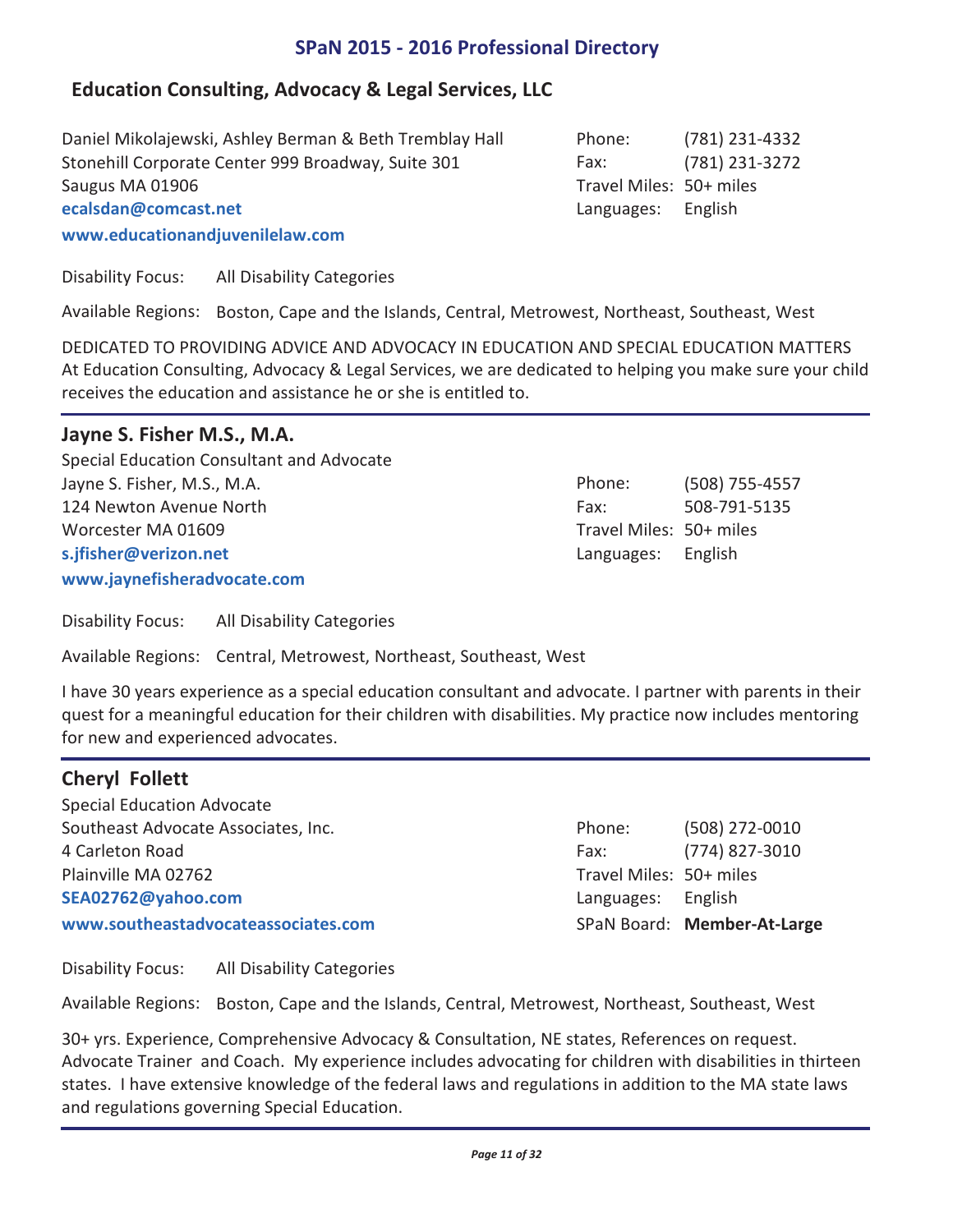## Education Consulting, Advocacy & Legal Services, LLC

Daniel Mikolajewski, Ashley Berman & Beth Tremblay Hall
Stonehill Corporate Center 999 Broadway, Suite 301
Saugus MA 01906
**ecalsdan@comcast.net**
**www.educationandjuvenilelaw.com**

Phone: (781) 231-4332
Fax: (781) 231-3272
Travel Miles: 50+ miles
Languages: English

Disability Focus: All Disability Categories

Available Regions: Boston, Cape and the Islands, Central, Metrowest, Northeast, Southeast, West

DEDICATED TO PROVIDING ADVICE AND ADVOCACY IN EDUCATION AND SPECIAL EDUCATION MATTERS At Education Consulting, Advocacy & Legal Services, we are dedicated to helping you make sure your child receives the education and assistance he or she is entitled to.

---

## Jayne S. Fisher M.S., M.A.

Special Education Consultant and Advocate
Jayne S. Fisher, M.S., M.A.
124 Newton Avenue North
Worcester MA 01609
**s.jfisher@verizon.net**
**www.jaynefisheradvocate.com**

Phone: (508) 755-4557
Fax: 508-791-5135
Travel Miles: 50+ miles
Languages: English

Disability Focus: All Disability Categories

Available Regions: Central, Metrowest, Northeast, Southeast, West

I have 30 years experience as a special education consultant and advocate. I partner with parents in their quest for a meaningful education for their children with disabilities. My practice now includes mentoring for new and experienced advocates.

---

## Cheryl Follett

Special Education Advocate
Southeast Advocate Associates, Inc.
4 Carleton Road
Plainville MA 02762
**SEA02762@yahoo.com**
**www.southeastadvocateassociates.com**

Phone: (508) 272-0010
Fax: (774) 827-3010
Travel Miles: 50+ miles
Languages: English
SPaN Board: **Member-At-Large**

Disability Focus: All Disability Categories

Available Regions: Boston, Cape and the Islands, Central, Metrowest, Northeast, Southeast, West

30+ yrs. Experience, Comprehensive Advocacy & Consultation, NE states, References on request. Advocate Trainer and Coach. My experience includes advocating for children with disabilities in thirteen states. I have extensive knowledge of the federal laws and regulations in addition to the MA state laws and regulations governing Special Education.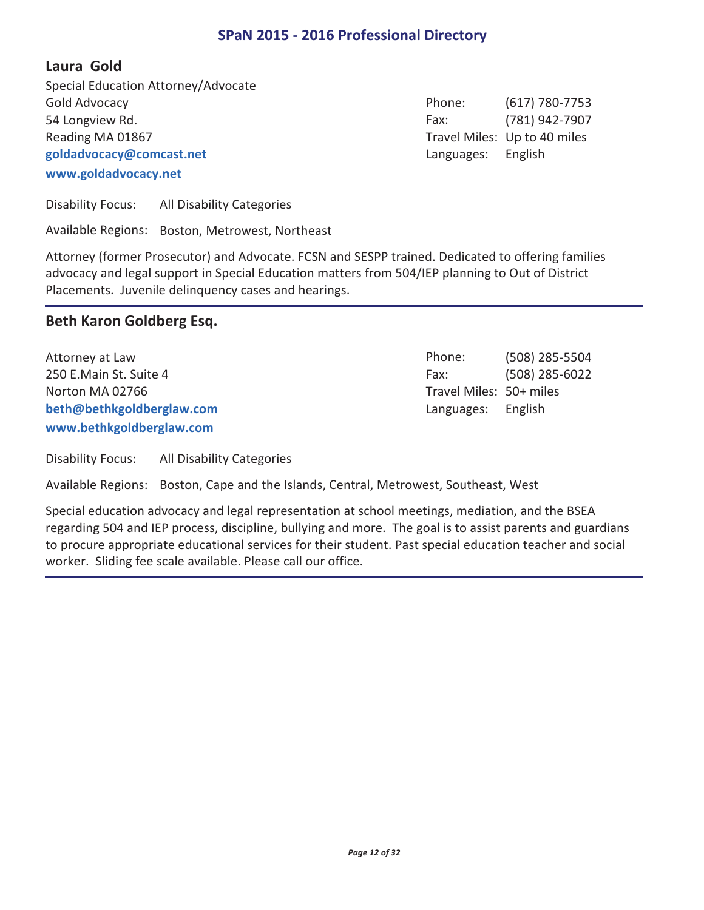## Laura Gold

Special Education Attorney/Advocate
Gold Advocacy
54 Longview Rd.
Reading MA 01867
**goldadvocacy@comcast.net**
**www.goldadvocacy.net**

Phone: (617) 780-7753
Fax: (781) 942-7907
Travel Miles: Up to 40 miles
Languages: English

Disability Focus: All Disability Categories

Available Regions: Boston, Metrowest, Northeast

Attorney (former Prosecutor) and Advocate. FCSN and SESPP trained. Dedicated to offering families advocacy and legal support in Special Education matters from 504/IEP planning to Out of District Placements. Juvenile delinquency cases and hearings.

---

## Beth Karon Goldberg Esq.

Attorney at Law
250 E.Main St. Suite 4
Norton MA 02766
**beth@bethkgoldberglaw.com**
**www.bethkgoldberglaw.com**

Phone: (508) 285-5504
Fax: (508) 285-6022
Travel Miles: 50+ miles
Languages: English

Disability Focus: All Disability Categories

Available Regions: Boston, Cape and the Islands, Central, Metrowest, Southeast, West

Special education advocacy and legal representation at school meetings, mediation, and the BSEA regarding 504 and IEP process, discipline, bullying and more. The goal is to assist parents and guardians to procure appropriate educational services for their student. Past special education teacher and social worker. Sliding fee scale available. Please call our office.

---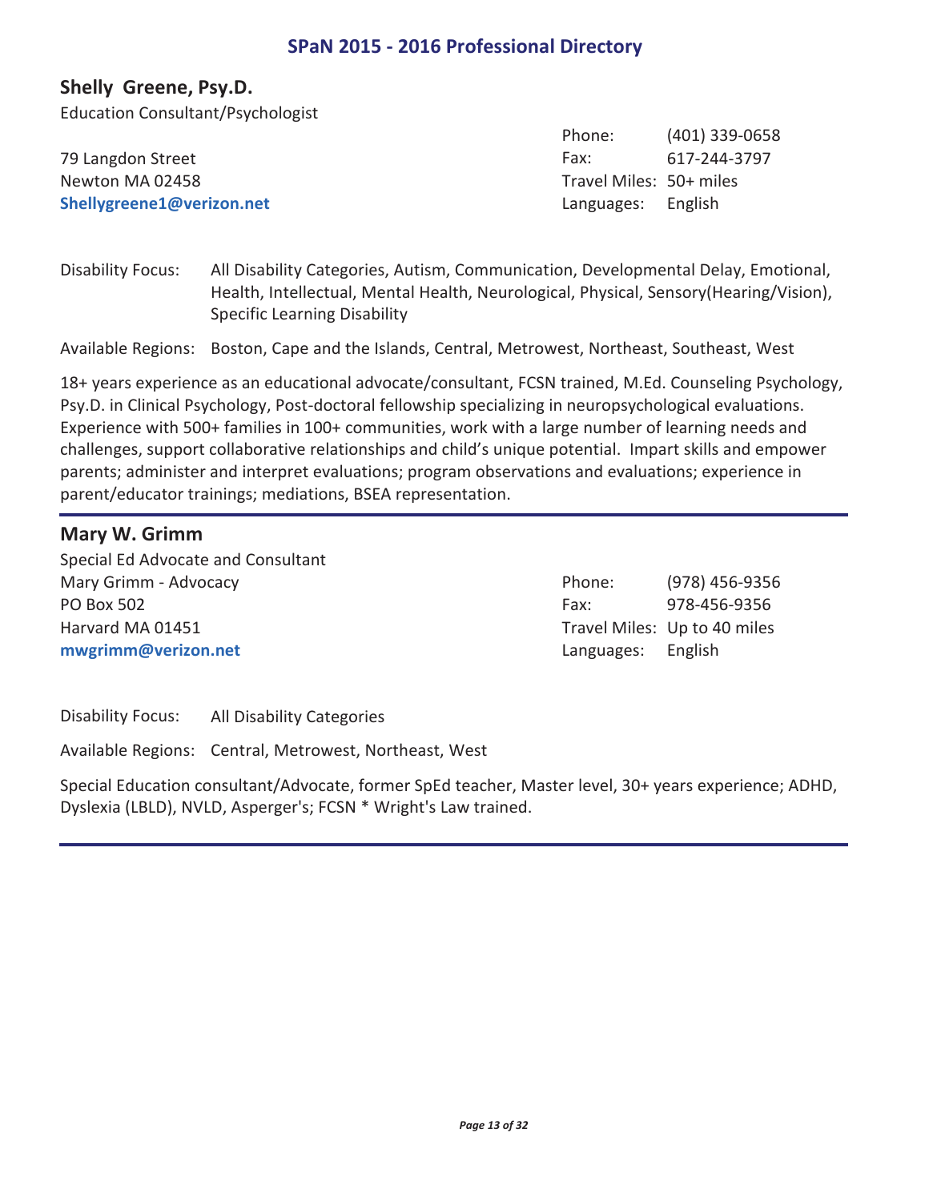## Shelly Greene, Psy.D.

Education Consultant/Psychologist

79 Langdon Street
Newton MA 02458
**Shellygreene1@verizon.net**

Phone: (401) 339-0658
Fax: 617-244-3797
Travel Miles: 50+ miles
Languages: English

Disability Focus: All Disability Categories, Autism, Communication, Developmental Delay, Emotional, Health, Intellectual, Mental Health, Neurological, Physical, Sensory(Hearing/Vision), Specific Learning Disability

Available Regions: Boston, Cape and the Islands, Central, Metrowest, Northeast, Southeast, West

18+ years experience as an educational advocate/consultant, FCSN trained, M.Ed. Counseling Psychology, Psy.D. in Clinical Psychology, Post-doctoral fellowship specializing in neuropsychological evaluations. Experience with 500+ families in 100+ communities, work with a large number of learning needs and challenges, support collaborative relationships and child's unique potential. Impart skills and empower parents; administer and interpret evaluations; program observations and evaluations; experience in parent/educator trainings; mediations, BSEA representation.

---

## Mary W. Grimm

Special Ed Advocate and Consultant
Mary Grimm - Advocacy
PO Box 502
Harvard MA 01451
**mwgrimm@verizon.net**

Phone: (978) 456-9356
Fax: 978-456-9356
Travel Miles: Up to 40 miles
Languages: English

Disability Focus: All Disability Categories

Available Regions: Central, Metrowest, Northeast, West

Special Education consultant/Advocate, former SpEd teacher, Master level, 30+ years experience; ADHD, Dyslexia (LBLD), NVLD, Asperger's; FCSN * Wright's Law trained.

---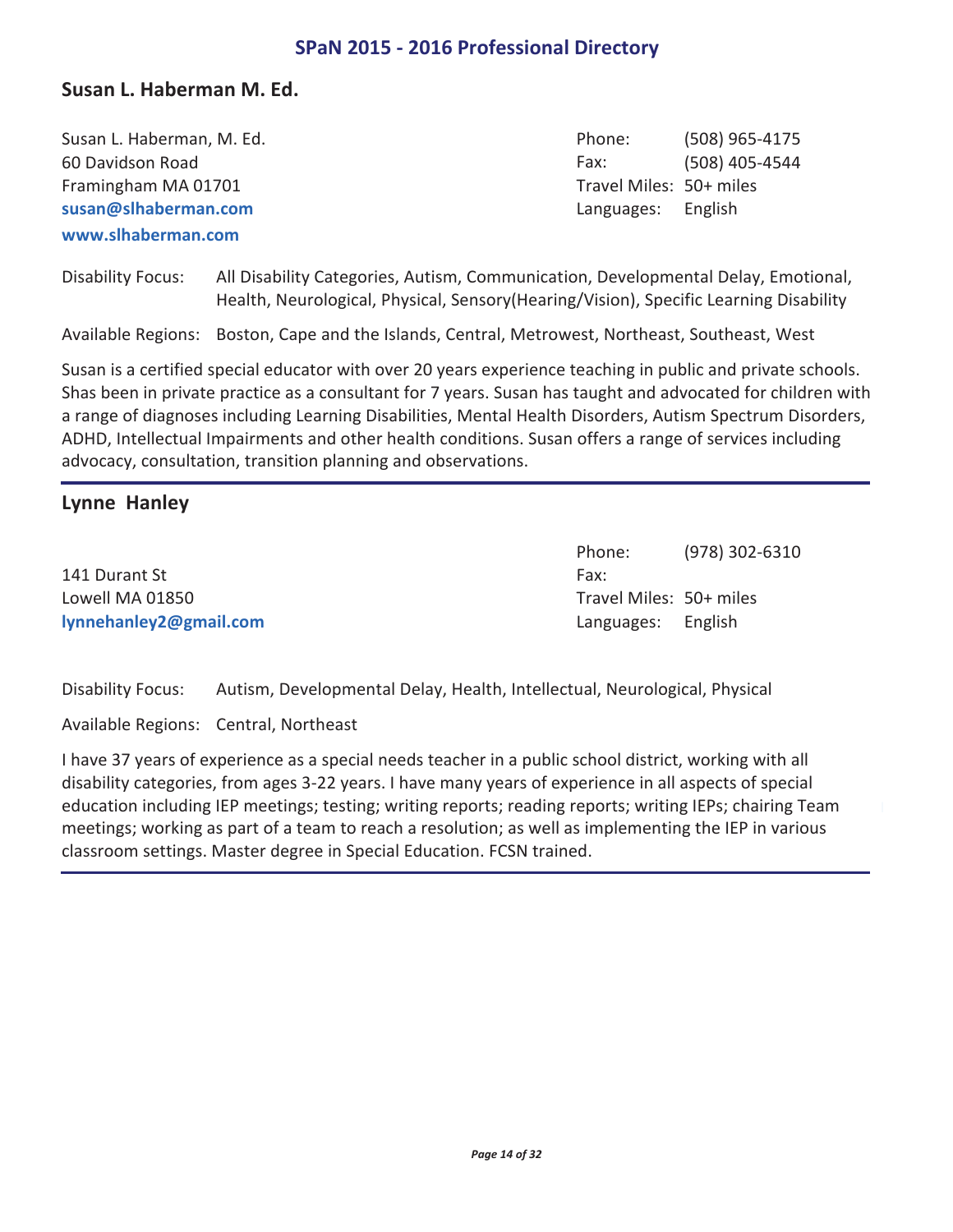## Susan L. Haberman M. Ed.

Susan L. Haberman, M. Ed.
60 Davidson Road
Framingham MA 01701
**susan@slhaberman.com**
**www.slhaberman.com**

Phone: (508) 965-4175
Fax: (508) 405-4544
Travel Miles: 50+ miles
Languages: English

Disability Focus: All Disability Categories, Autism, Communication, Developmental Delay, Emotional, Health, Neurological, Physical, Sensory(Hearing/Vision), Specific Learning Disability

Available Regions: Boston, Cape and the Islands, Central, Metrowest, Northeast, Southeast, West

Susan is a certified special educator with over 20 years experience teaching in public and private schools. Shas been in private practice as a consultant for 7 years. Susan has taught and advocated for children with a range of diagnoses including Learning Disabilities, Mental Health Disorders, Autism Spectrum Disorders, ADHD, Intellectual Impairments and other health conditions. Susan offers a range of services including advocacy, consultation, transition planning and observations.

---

## Lynne Hanley

141 Durant St
Lowell MA 01850
**lynnehanley2@gmail.com**

Phone: (978) 302-6310
Fax:
Travel Miles: 50+ miles
Languages: English

Disability Focus: Autism, Developmental Delay, Health, Intellectual, Neurological, Physical

Available Regions: Central, Northeast

I have 37 years of experience as a special needs teacher in a public school district, working with all disability categories, from ages 3-22 years. I have many years of experience in all aspects of special education including IEP meetings; testing; writing reports; reading reports; writing IEPs; chairing Team meetings; working as part of a team to reach a resolution; as well as implementing the IEP in various classroom settings. Master degree in Special Education. FCSN trained.

---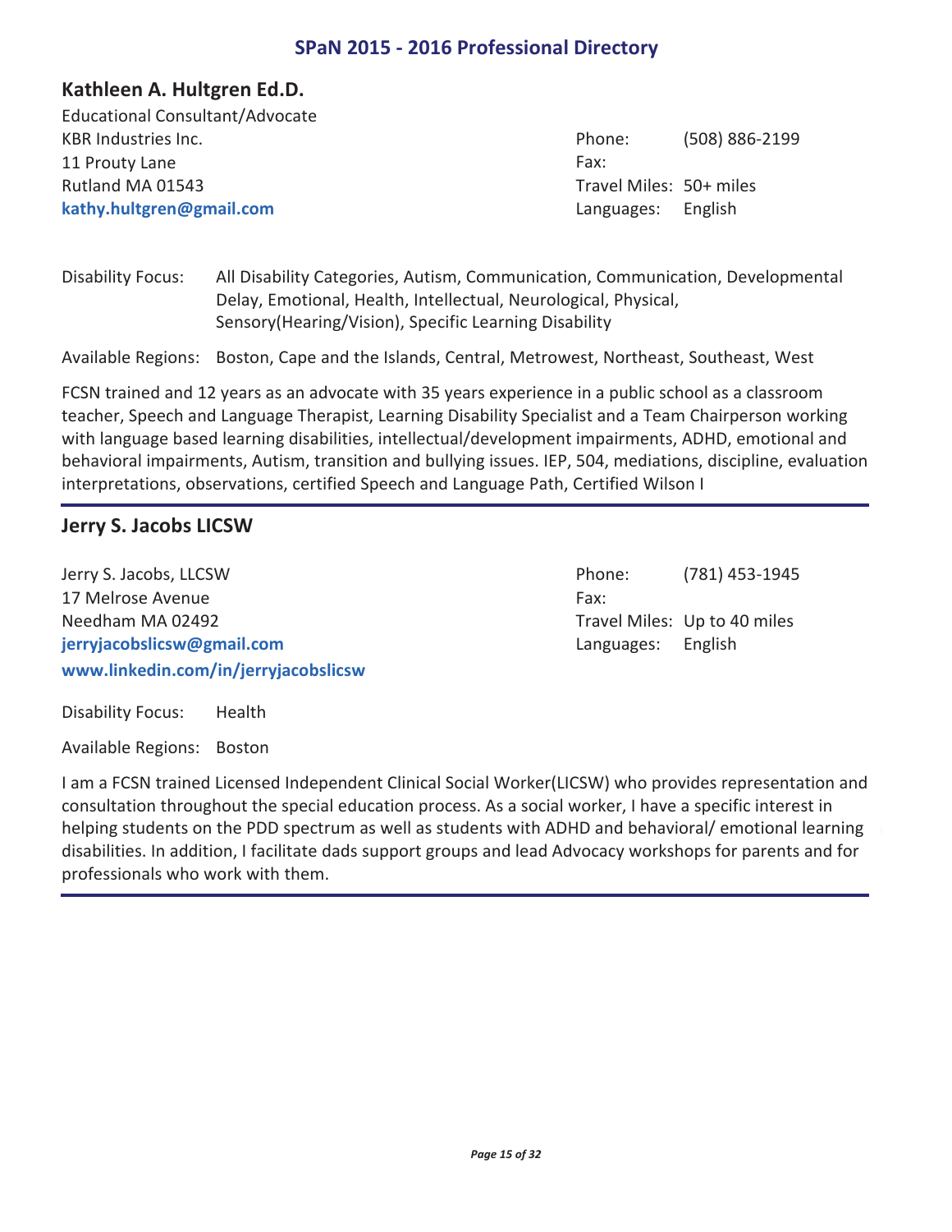## Kathleen A. Hultgren Ed.D.

Educational Consultant/Advocate
KBR Industries Inc.
11 Prouty Lane
Rutland MA 01543
**kathy.hultgren@gmail.com**

Phone: (508) 886-2199
Fax:
Travel Miles: 50+ miles
Languages: English

Disability Focus: All Disability Categories, Autism, Communication, Communication, Developmental Delay, Emotional, Health, Intellectual, Neurological, Physical, Sensory(Hearing/Vision), Specific Learning Disability

Available Regions: Boston, Cape and the Islands, Central, Metrowest, Northeast, Southeast, West

FCSN trained and 12 years as an advocate with 35 years experience in a public school as a classroom teacher, Speech and Language Therapist, Learning Disability Specialist and a Team Chairperson working with language based learning disabilities, intellectual/development impairments, ADHD, emotional and behavioral impairments, Autism, transition and bullying issues. IEP, 504, mediations, discipline, evaluation interpretations, observations, certified Speech and Language Path, Certified Wilson I

---

## Jerry S. Jacobs LICSW

Jerry S. Jacobs, LLCSW
17 Melrose Avenue
Needham MA 02492
**jerryjacobslicsw@gmail.com**
**www.linkedin.com/in/jerryjacobslicsw**

Phone: (781) 453-1945
Fax:
Travel Miles: Up to 40 miles
Languages: English

Disability Focus: Health

Available Regions: Boston

I am a FCSN trained Licensed Independent Clinical Social Worker(LICSW) who provides representation and consultation throughout the special education process. As a social worker, I have a specific interest in helping students on the PDD spectrum as well as students with ADHD and behavioral/ emotional learning disabilities. In addition, I facilitate dads support groups and lead Advocacy workshops for parents and for professionals who work with them.

---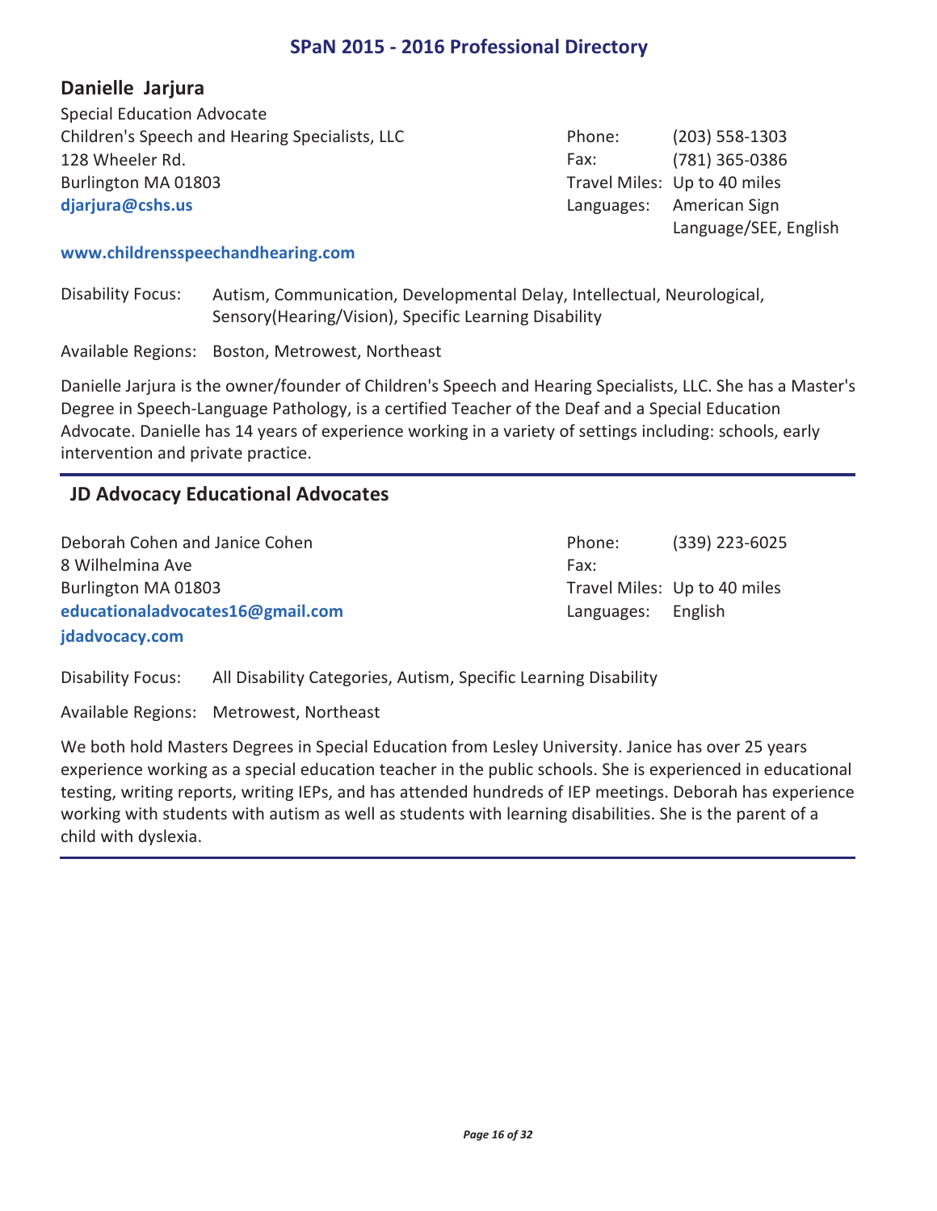## Danielle Jarjura

Special Education Advocate
Children's Speech and Hearing Specialists, LLC
128 Wheeler Rd.
Burlington MA 01803
**djarjura@cshs.us**

Phone: (203) 558-1303
Fax: (781) 365-0386
Travel Miles: Up to 40 miles
Languages: American Sign Language/SEE, English

**www.childrensspeechandhearing.com**

Disability Focus: Autism, Communication, Developmental Delay, Intellectual, Neurological, Sensory(Hearing/Vision), Specific Learning Disability

Available Regions: Boston, Metrowest, Northeast

Danielle Jarjura is the owner/founder of Children's Speech and Hearing Specialists, LLC. She has a Master's Degree in Speech-Language Pathology, is a certified Teacher of the Deaf and a Special Education Advocate. Danielle has 14 years of experience working in a variety of settings including: schools, early intervention and private practice.

---

## JD Advocacy Educational Advocates

Deborah Cohen and Janice Cohen
8 Wilhelmina Ave
Burlington MA 01803
**educationaladvocates16@gmail.com**
**jdadvocacy.com**

Phone: (339) 223-6025
Fax:
Travel Miles: Up to 40 miles
Languages: English

Disability Focus: All Disability Categories, Autism, Specific Learning Disability

Available Regions: Metrowest, Northeast

We both hold Masters Degrees in Special Education from Lesley University. Janice has over 25 years experience working as a special education teacher in the public schools. She is experienced in educational testing, writing reports, writing IEPs, and has attended hundreds of IEP meetings. Deborah has experience working with students with autism as well as students with learning disabilities. She is the parent of a child with dyslexia.

---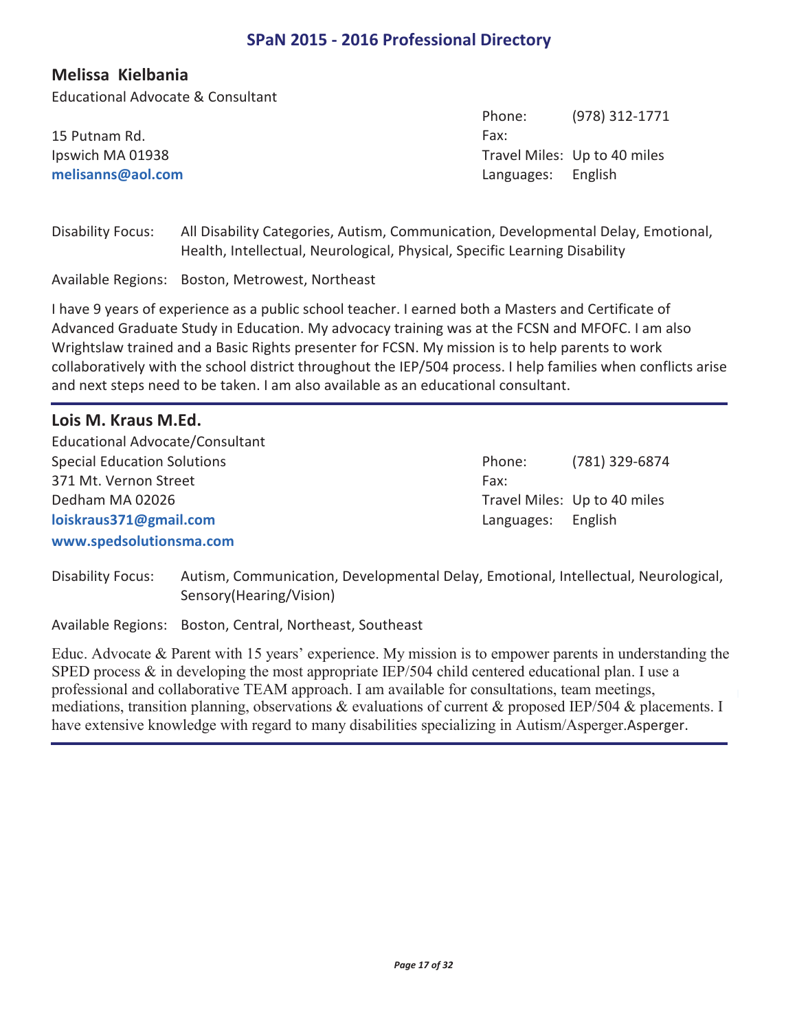# SPaN 2015 - 2016 Professional Directory

## Melissa Kielbania

Educational Advocate & Consultant

15 Putnam Rd.
Ipswich MA 01938
**melisanns@aol.com**

Phone: (978) 312-1771
Fax:
Travel Miles: Up to 40 miles
Languages: English

Disability Focus: All Disability Categories, Autism, Communication, Developmental Delay, Emotional, Health, Intellectual, Neurological, Physical, Specific Learning Disability

Available Regions: Boston, Metrowest, Northeast

I have 9 years of experience as a public school teacher. I earned both a Masters and Certificate of Advanced Graduate Study in Education. My advocacy training was at the FCSN and MFOFC. I am also Wrightslaw trained and a Basic Rights presenter for FCSN. My mission is to help parents to work collaboratively with the school district throughout the IEP/504 process. I help families when conflicts arise and next steps need to be taken. I am also available as an educational consultant.

---

## Lois M. Kraus M.Ed.

Educational Advocate/Consultant
Special Education Solutions
371 Mt. Vernon Street
Dedham MA 02026
**loiskraus371@gmail.com**
**www.spedsolutionsma.com**

Phone: (781) 329-6874
Fax:
Travel Miles: Up to 40 miles
Languages: English

Disability Focus: Autism, Communication, Developmental Delay, Emotional, Intellectual, Neurological, Sensory(Hearing/Vision)

Available Regions: Boston, Central, Northeast, Southeast

Educ. Advocate & Parent with 15 years' experience. My mission is to empower parents in understanding the SPED process & in developing the most appropriate IEP/504 child centered educational plan. I use a professional and collaborative TEAM approach. I am available for consultations, team meetings, mediations, transition planning, observations & evaluations of current & proposed IEP/504 & placements. I have extensive knowledge with regard to many disabilities specializing in Autism/Asperger.Asperger.

---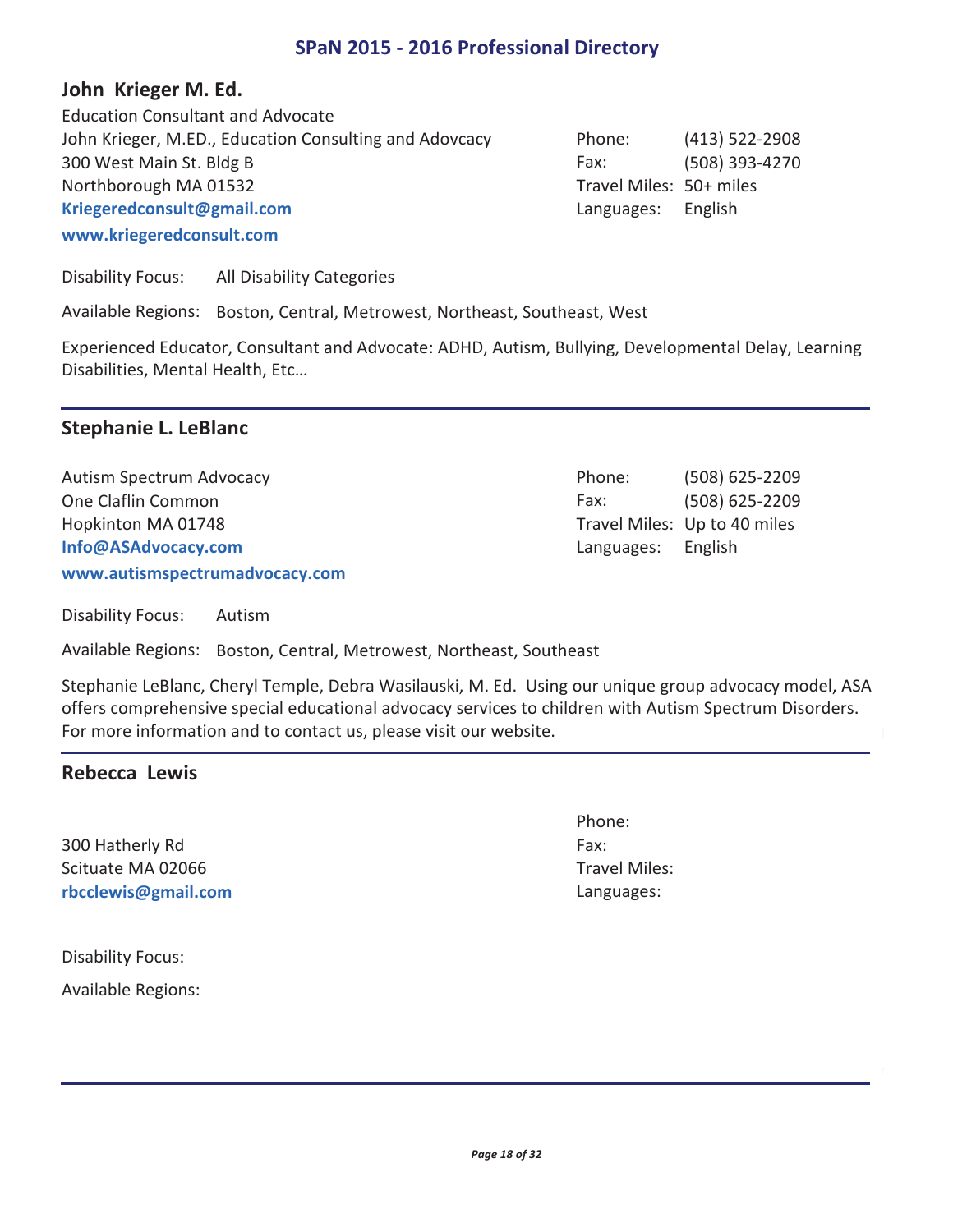## John Krieger M. Ed.

Education Consultant and Advocate
John Krieger, M.ED., Education Consulting and Adovcacy
300 West Main St. Bldg B
Northborough MA 01532
**Kriegeredconsult@gmail.com**
**www.kriegeredconsult.com**

Phone: (413) 522-2908
Fax: (508) 393-4270
Travel Miles: 50+ miles
Languages: English

Disability Focus: All Disability Categories

Available Regions: Boston, Central, Metrowest, Northeast, Southeast, West

Experienced Educator, Consultant and Advocate: ADHD, Autism, Bullying, Developmental Delay, Learning Disabilities, Mental Health, Etc…

---

## Stephanie L. LeBlanc

Autism Spectrum Advocacy
One Claflin Common
Hopkinton MA 01748
**Info@ASAdvocacy.com**
**www.autismspectrumadvocacy.com**

Phone: (508) 625-2209
Fax: (508) 625-2209
Travel Miles: Up to 40 miles
Languages: English

Disability Focus: Autism

Available Regions: Boston, Central, Metrowest, Northeast, Southeast

Stephanie LeBlanc, Cheryl Temple, Debra Wasilauski, M. Ed. Using our unique group advocacy model, ASA offers comprehensive special educational advocacy services to children with Autism Spectrum Disorders. For more information and to contact us, please visit our website.

---

## Rebecca Lewis

300 Hatherly Rd
Scituate MA 02066
**rbcclewis@gmail.com**

Phone:
Fax:
Travel Miles:
Languages:

Disability Focus:

Available Regions:

---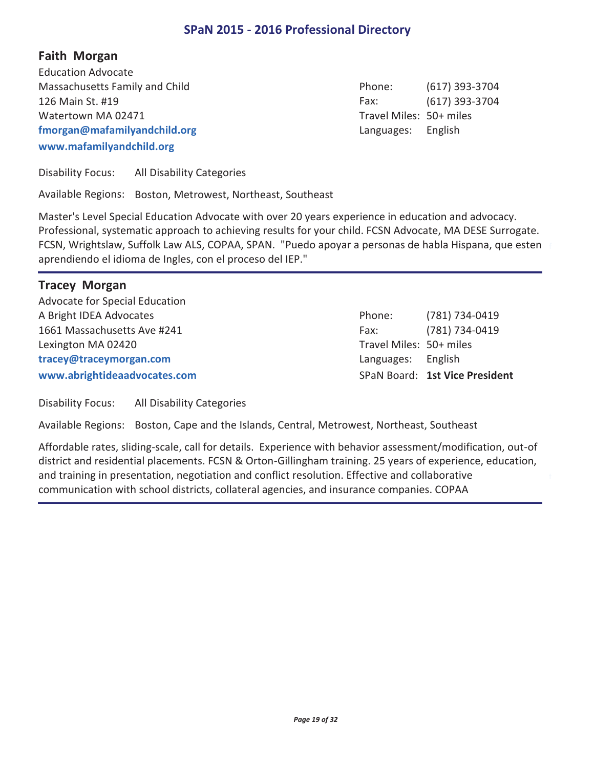## Faith Morgan

Education Advocate
Massachusetts Family and Child
126 Main St. #19
Watertown MA 02471
**fmorgan@mafamilyandchild.org**
**www.mafamilyandchild.org**

Phone: (617) 393-3704
Fax: (617) 393-3704
Travel Miles: 50+ miles
Languages: English

Disability Focus: All Disability Categories

Available Regions: Boston, Metrowest, Northeast, Southeast

Master's Level Special Education Advocate with over 20 years experience in education and advocacy. Professional, systematic approach to achieving results for your child. FCSN Advocate, MA DESE Surrogate. FCSN, Wrightslaw, Suffolk Law ALS, COPAA, SPAN. "Puedo apoyar a personas de habla Hispana, que esten aprendiendo el idioma de Ingles, con el proceso del IEP."

---

## Tracey Morgan

Advocate for Special Education
A Bright IDEA Advocates
1661 Massachusetts Ave #241
Lexington MA 02420
**tracey@traceymorgan.com**
**www.abrightideaadvocates.com**

Phone: (781) 734-0419
Fax: (781) 734-0419
Travel Miles: 50+ miles
Languages: English
SPaN Board: **1st Vice President**

Disability Focus: All Disability Categories

Available Regions: Boston, Cape and the Islands, Central, Metrowest, Northeast, Southeast

Affordable rates, sliding-scale, call for details. Experience with behavior assessment/modification, out-of district and residential placements. FCSN & Orton-Gillingham training. 25 years of experience, education, and training in presentation, negotiation and conflict resolution. Effective and collaborative communication with school districts, collateral agencies, and insurance companies. COPAA

---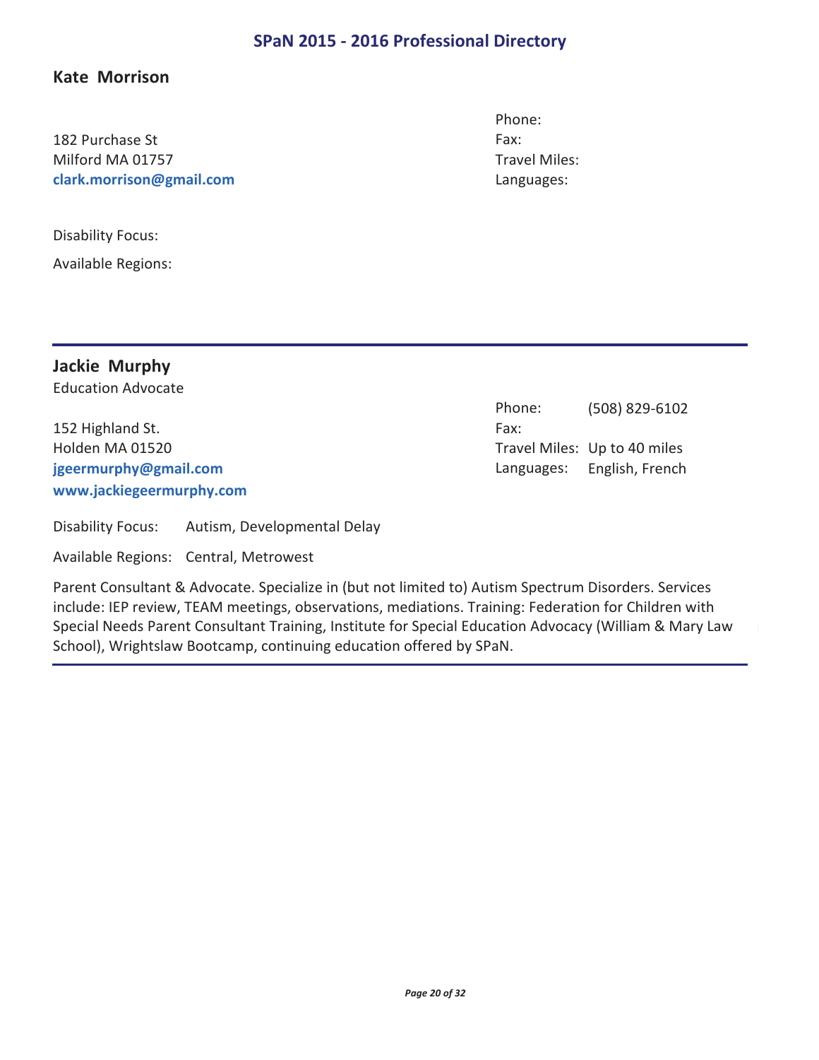## Kate Morrison

182 Purchase St
Milford MA 01757
**clark.morrison@gmail.com**

Phone:
Fax:
Travel Miles:
Languages:

Disability Focus:

Available Regions:

---

## Jackie Murphy

Education Advocate

152 Highland St.
Holden MA 01520
**jgeermurphy@gmail.com**
**www.jackiegeermurphy.com**

Phone: (508) 829-6102
Fax:
Travel Miles: Up to 40 miles
Languages: English, French

Disability Focus: Autism, Developmental Delay

Available Regions: Central, Metrowest

Parent Consultant & Advocate. Specialize in (but not limited to) Autism Spectrum Disorders. Services include: IEP review, TEAM meetings, observations, mediations. Training: Federation for Children with Special Needs Parent Consultant Training, Institute for Special Education Advocacy (William & Mary Law School), Wrightslaw Bootcamp, continuing education offered by SPaN.

---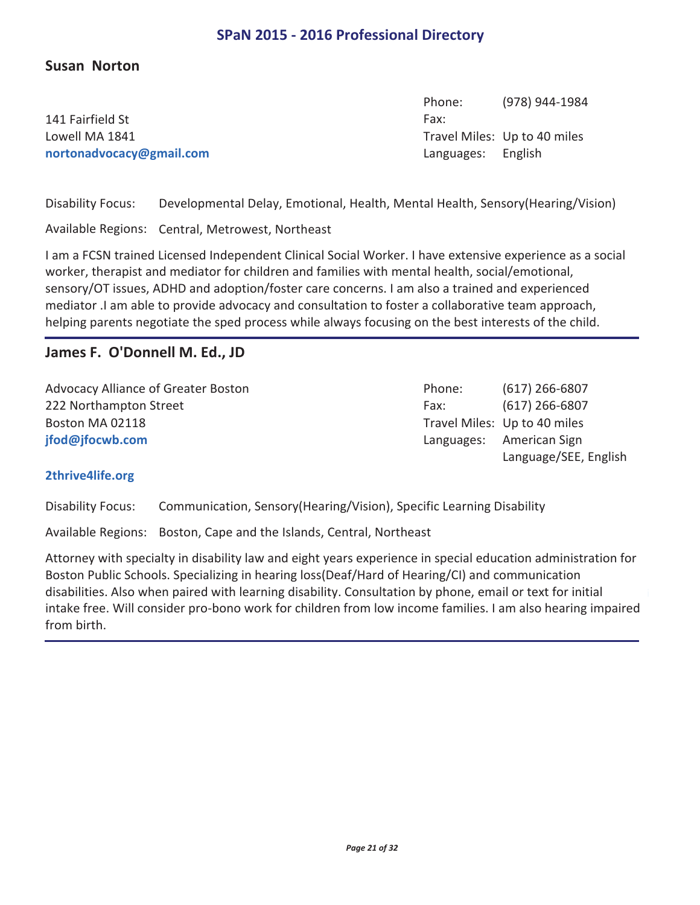## Susan Norton

141 Fairfield St
Lowell MA 1841
**nortonadvocacy@gmail.com**

Phone: (978) 944-1984
Fax:
Travel Miles: Up to 40 miles
Languages: English

Disability Focus: Developmental Delay, Emotional, Health, Mental Health, Sensory(Hearing/Vision)

Available Regions: Central, Metrowest, Northeast

I am a FCSN trained Licensed Independent Clinical Social Worker. I have extensive experience as a social worker, therapist and mediator for children and families with mental health, social/emotional, sensory/OT issues, ADHD and adoption/foster care concerns. I am also a trained and experienced mediator .I am able to provide advocacy and consultation to foster a collaborative team approach, helping parents negotiate the sped process while always focusing on the best interests of the child.

---

## James F. O'Donnell M. Ed., JD

Advocacy Alliance of Greater Boston
222 Northampton Street
Boston MA 02118
**jfod@jfocwb.com**

**2thrive4life.org**

Phone: (617) 266-6807
Fax: (617) 266-6807
Travel Miles: Up to 40 miles
Languages: American Sign Language/SEE, English

Disability Focus: Communication, Sensory(Hearing/Vision), Specific Learning Disability

Available Regions: Boston, Cape and the Islands, Central, Northeast

Attorney with specialty in disability law and eight years experience in special education administration for Boston Public Schools. Specializing in hearing loss(Deaf/Hard of Hearing/CI) and communication disabilities. Also when paired with learning disability. Consultation by phone, email or text for initial intake free. Will consider pro-bono work for children from low income families. I am also hearing impaired from birth.

---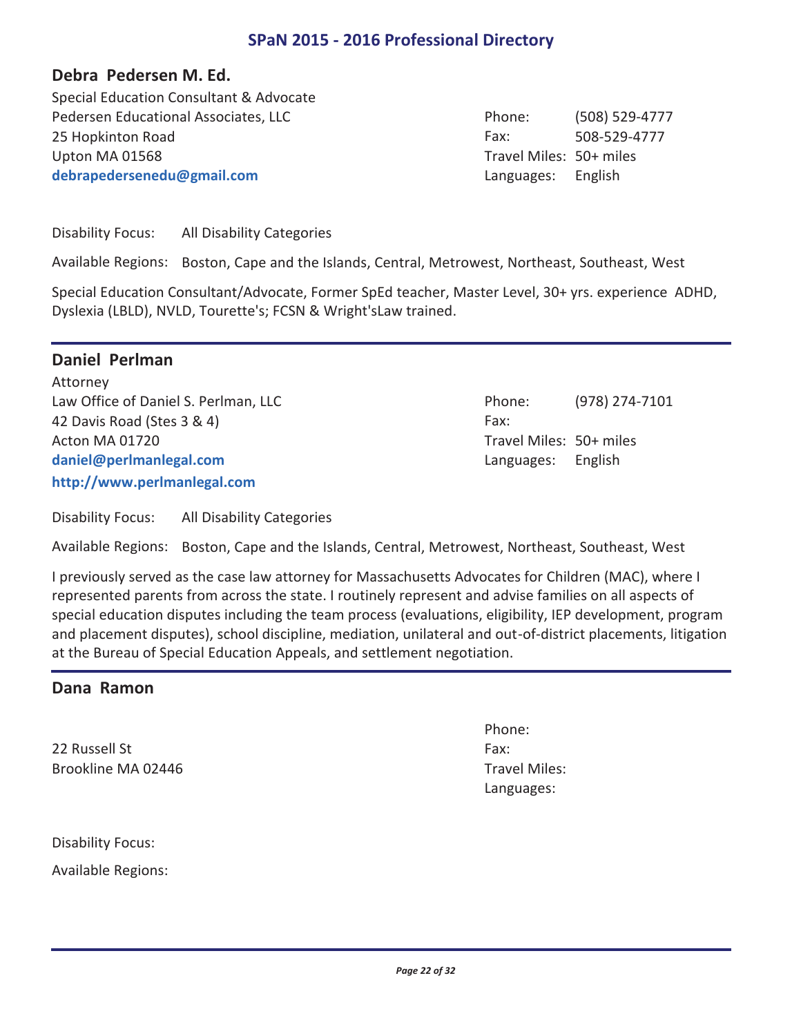## Debra Pedersen M. Ed.

Special Education Consultant & Advocate
Pedersen Educational Associates, LLC
25 Hopkinton Road
Upton MA 01568
**debrapedersenedu@gmail.com**

Phone: (508) 529-4777
Fax: 508-529-4777
Travel Miles: 50+ miles
Languages: English

Disability Focus: All Disability Categories

Available Regions: Boston, Cape and the Islands, Central, Metrowest, Northeast, Southeast, West

Special Education Consultant/Advocate, Former SpEd teacher, Master Level, 30+ yrs. experience ADHD, Dyslexia (LBLD), NVLD, Tourette's; FCSN & Wright'sLaw trained.

---

## Daniel Perlman

Attorney
Law Office of Daniel S. Perlman, LLC
42 Davis Road (Stes 3 & 4)
Acton MA 01720
**daniel@perlmanlegal.com**
**http://www.perlmanlegal.com**

Phone: (978) 274-7101
Fax:
Travel Miles: 50+ miles
Languages: English

Disability Focus: All Disability Categories

Available Regions: Boston, Cape and the Islands, Central, Metrowest, Northeast, Southeast, West

I previously served as the case law attorney for Massachusetts Advocates for Children (MAC), where I represented parents from across the state. I routinely represent and advise families on all aspects of special education disputes including the team process (evaluations, eligibility, IEP development, program and placement disputes), school discipline, mediation, unilateral and out-of-district placements, litigation at the Bureau of Special Education Appeals, and settlement negotiation.

---

## Dana Ramon

22 Russell St
Brookline MA 02446

Phone:
Fax:
Travel Miles:
Languages:

Disability Focus:

Available Regions:

---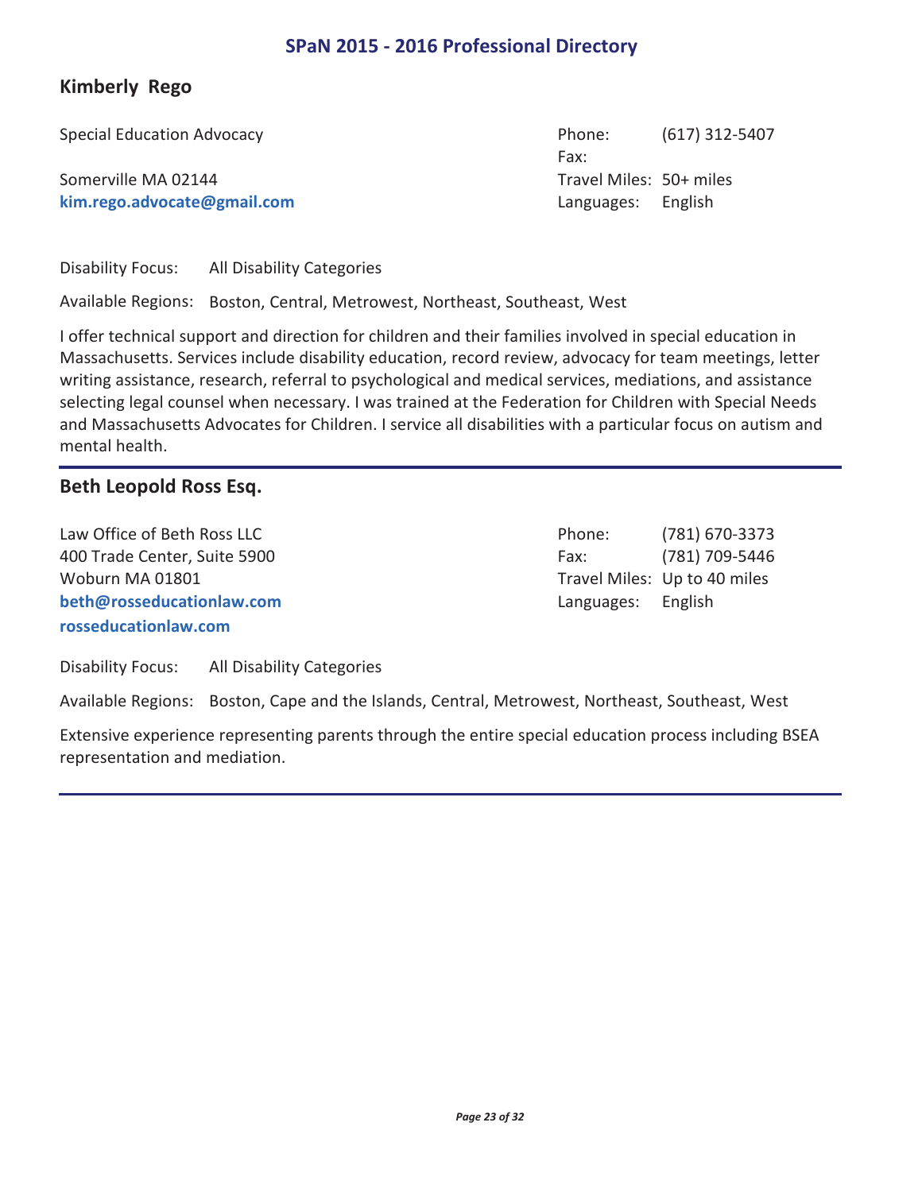## Kimberly Rego

Special Education Advocacy

Somerville MA 02144
**kim.rego.advocate@gmail.com**

Phone: (617) 312-5407
Fax:
Travel Miles: 50+ miles
Languages: English

Disability Focus: All Disability Categories

Available Regions: Boston, Central, Metrowest, Northeast, Southeast, West

I offer technical support and direction for children and their families involved in special education in Massachusetts. Services include disability education, record review, advocacy for team meetings, letter writing assistance, research, referral to psychological and medical services, mediations, and assistance selecting legal counsel when necessary. I was trained at the Federation for Children with Special Needs and Massachusetts Advocates for Children. I service all disabilities with a particular focus on autism and mental health.

---

## Beth Leopold Ross Esq.

Law Office of Beth Ross LLC
400 Trade Center, Suite 5900
Woburn MA 01801
**beth@rosseducationlaw.com**
**rosseducationlaw.com**

Phone: (781) 670-3373
Fax: (781) 709-5446
Travel Miles: Up to 40 miles
Languages: English

Disability Focus: All Disability Categories

Available Regions: Boston, Cape and the Islands, Central, Metrowest, Northeast, Southeast, West

Extensive experience representing parents through the entire special education process including BSEA representation and mediation.

---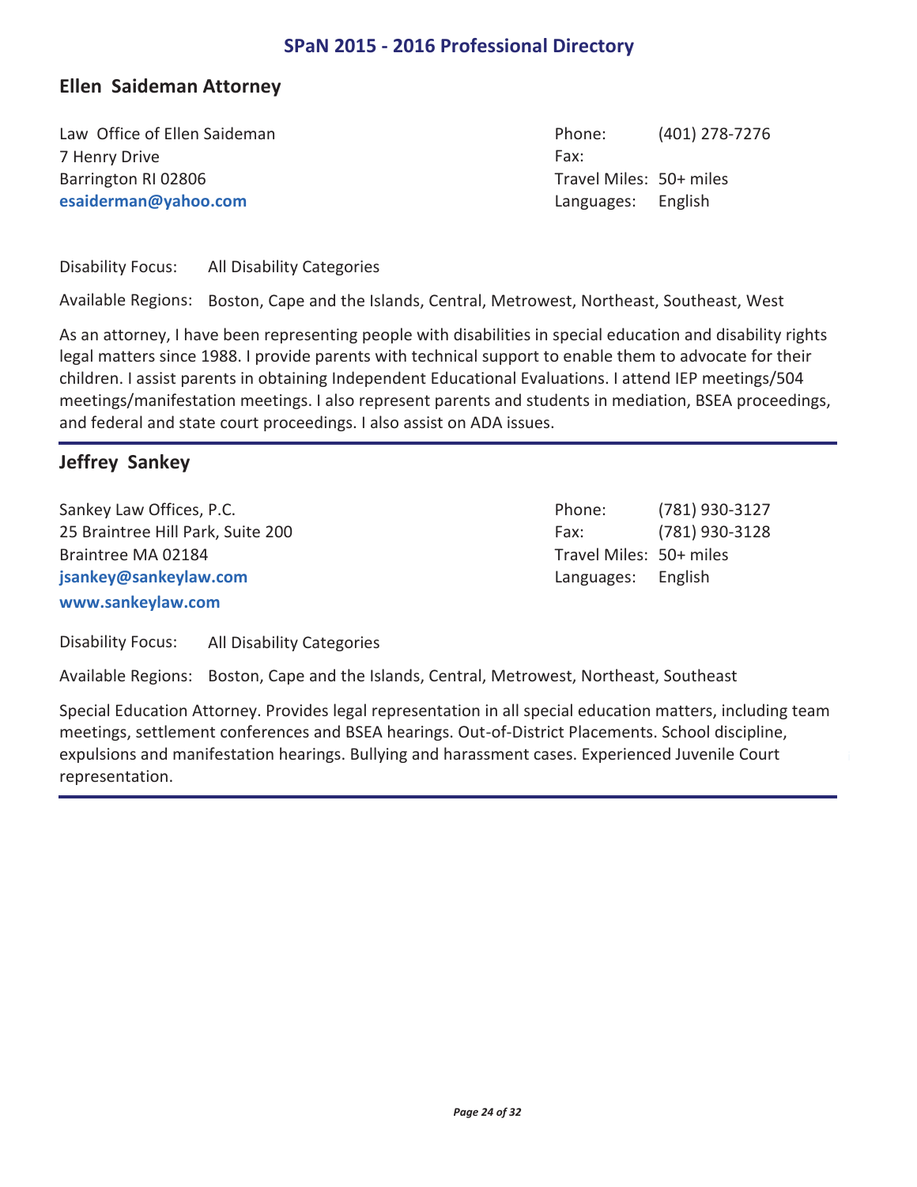## Ellen Saideman Attorney

Law Office of Ellen Saideman
7 Henry Drive
Barrington RI 02806
**esaiderman@yahoo.com**

Phone: (401) 278-7276
Fax:
Travel Miles: 50+ miles
Languages: English

Disability Focus: All Disability Categories

Available Regions: Boston, Cape and the Islands, Central, Metrowest, Northeast, Southeast, West

As an attorney, I have been representing people with disabilities in special education and disability rights legal matters since 1988. I provide parents with technical support to enable them to advocate for their children. I assist parents in obtaining Independent Educational Evaluations. I attend IEP meetings/504 meetings/manifestation meetings. I also represent parents and students in mediation, BSEA proceedings, and federal and state court proceedings. I also assist on ADA issues.

---

## Jeffrey Sankey

Sankey Law Offices, P.C.
25 Braintree Hill Park, Suite 200
Braintree MA 02184
**jsankey@sankeylaw.com**
**www.sankeylaw.com**

Phone: (781) 930-3127
Fax: (781) 930-3128
Travel Miles: 50+ miles
Languages: English

Disability Focus: All Disability Categories

Available Regions: Boston, Cape and the Islands, Central, Metrowest, Northeast, Southeast

Special Education Attorney. Provides legal representation in all special education matters, including team meetings, settlement conferences and BSEA hearings. Out-of-District Placements. School discipline, expulsions and manifestation hearings. Bullying and harassment cases. Experienced Juvenile Court representation.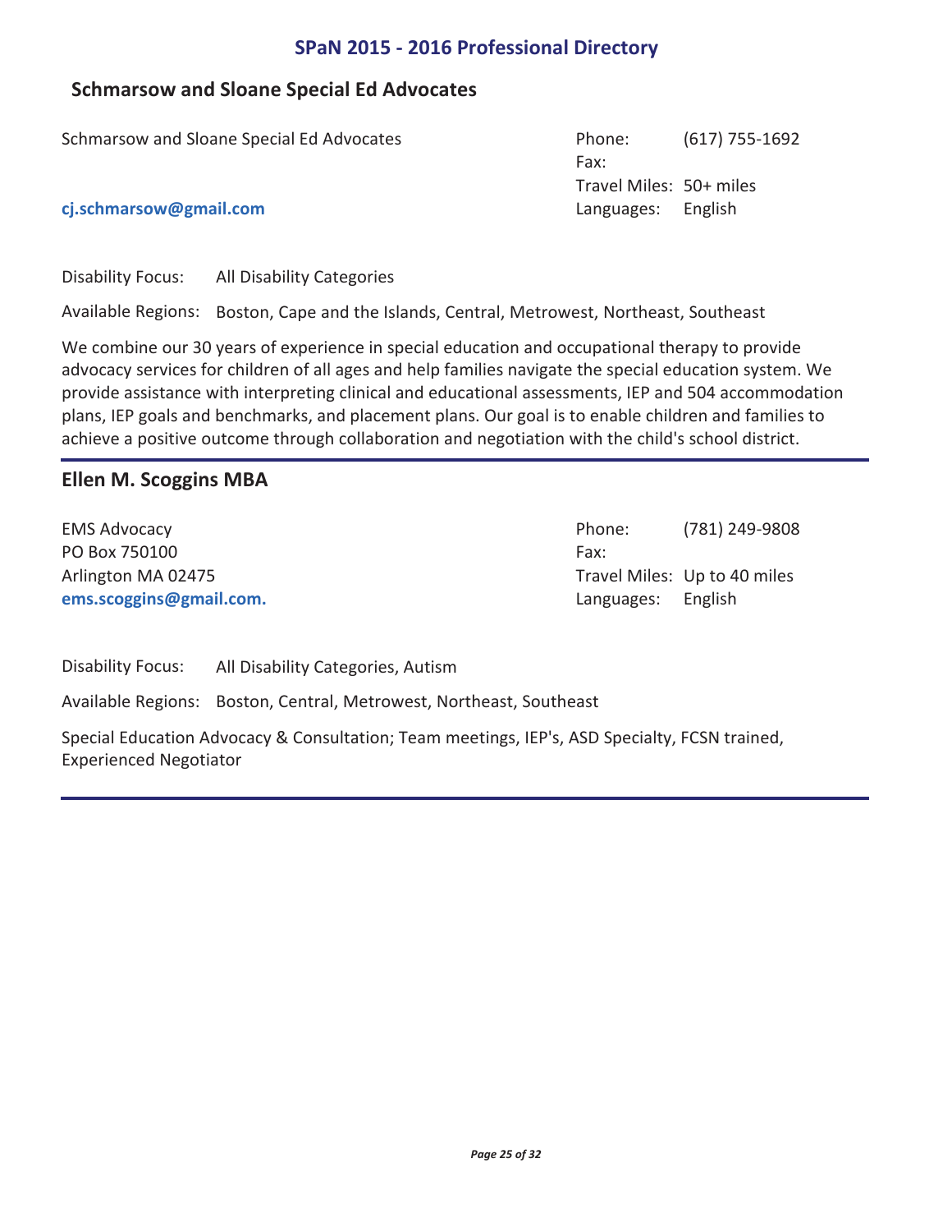## Schmarsow and Sloane Special Ed Advocates

Schmarsow and Sloane Special Ed Advocates

**cj.schmarsow@gmail.com**

Phone: (617) 755-1692
Fax:
Travel Miles: 50+ miles
Languages: English

Disability Focus: All Disability Categories

Available Regions: Boston, Cape and the Islands, Central, Metrowest, Northeast, Southeast

We combine our 30 years of experience in special education and occupational therapy to provide advocacy services for children of all ages and help families navigate the special education system. We provide assistance with interpreting clinical and educational assessments, IEP and 504 accommodation plans, IEP goals and benchmarks, and placement plans. Our goal is to enable children and families to achieve a positive outcome through collaboration and negotiation with the child's school district.

---

## Ellen M. Scoggins MBA

EMS Advocacy
PO Box 750100
Arlington MA 02475
**ems.scoggins@gmail.com.**

Phone: (781) 249-9808
Fax:
Travel Miles: Up to 40 miles
Languages: English

Disability Focus: All Disability Categories, Autism

Available Regions: Boston, Central, Metrowest, Northeast, Southeast

Special Education Advocacy & Consultation; Team meetings, IEP's, ASD Specialty, FCSN trained, Experienced Negotiator

---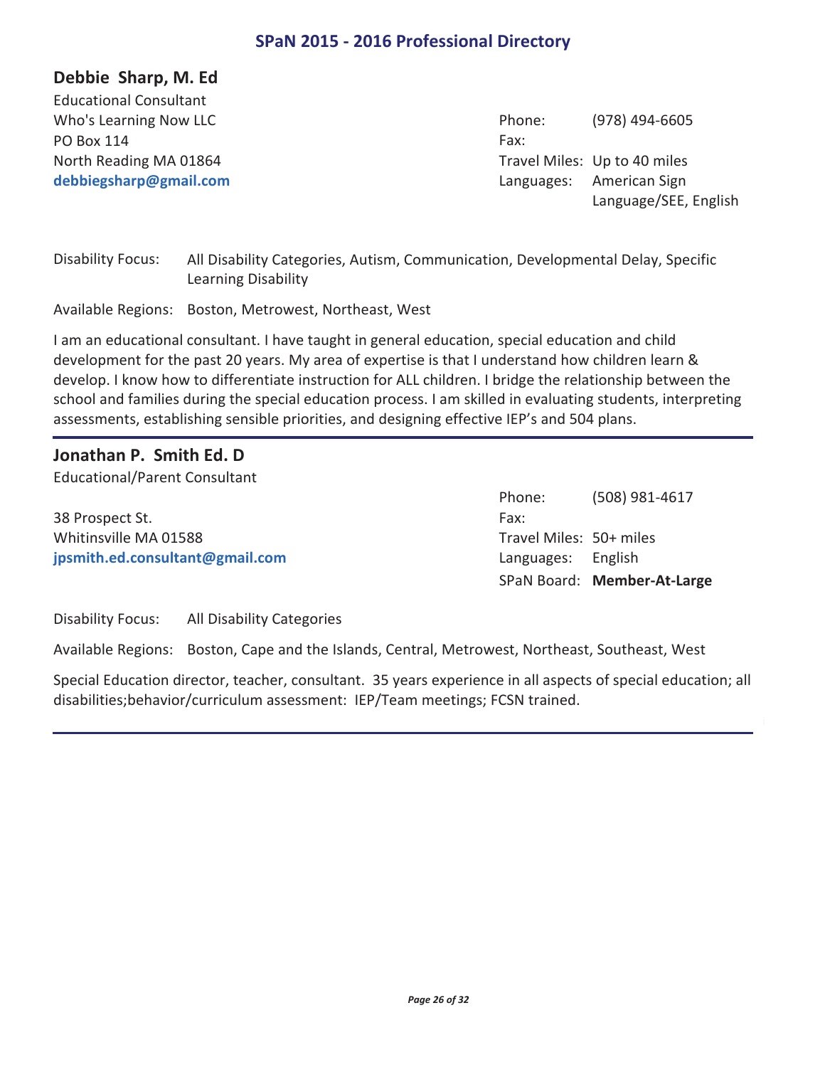## Debbie Sharp, M. Ed

Educational Consultant
Who's Learning Now LLC
PO Box 114
North Reading MA 01864
**debbiegsharp@gmail.com**

Phone: (978) 494-6605
Fax:
Travel Miles: Up to 40 miles
Languages: American Sign Language/SEE, English

Disability Focus: All Disability Categories, Autism, Communication, Developmental Delay, Specific Learning Disability

Available Regions: Boston, Metrowest, Northeast, West

I am an educational consultant. I have taught in general education, special education and child development for the past 20 years. My area of expertise is that I understand how children learn & develop. I know how to differentiate instruction for ALL children. I bridge the relationship between the school and families during the special education process. I am skilled in evaluating students, interpreting assessments, establishing sensible priorities, and designing effective IEP's and 504 plans.

---

## Jonathan P. Smith Ed. D

Educational/Parent Consultant

38 Prospect St.
Whitinsville MA 01588
**jpsmith.ed.consultant@gmail.com**

Phone: (508) 981-4617
Fax:
Travel Miles: 50+ miles
Languages: English
SPaN Board: **Member-At-Large**

Disability Focus: All Disability Categories

Available Regions: Boston, Cape and the Islands, Central, Metrowest, Northeast, Southeast, West

Special Education director, teacher, consultant. 35 years experience in all aspects of special education; all disabilities;behavior/curriculum assessment: IEP/Team meetings; FCSN trained.

---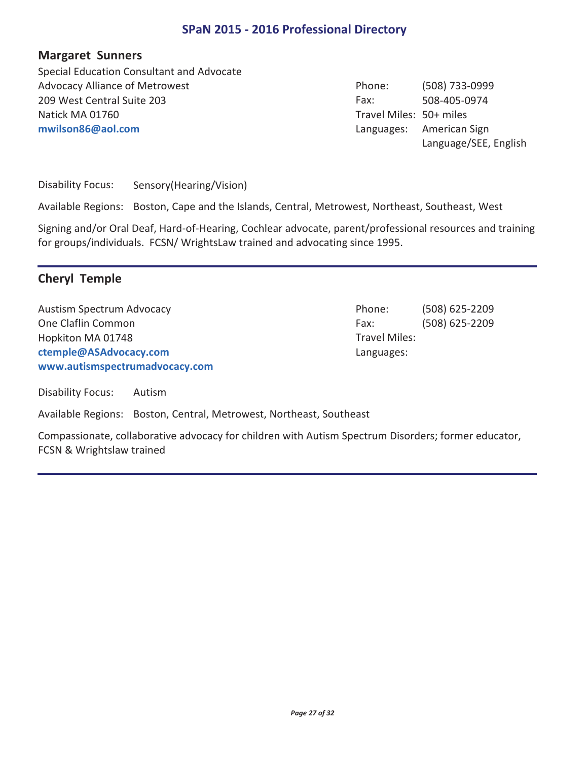## Margaret Sunners

Special Education Consultant and Advocate
Advocacy Alliance of Metrowest
209 West Central Suite 203
Natick MA 01760
**mwilson86@aol.com**

Phone: (508) 733-0999
Fax: 508-405-0974
Travel Miles: 50+ miles
Languages: American Sign Language/SEE, English

Disability Focus: Sensory(Hearing/Vision)

Available Regions: Boston, Cape and the Islands, Central, Metrowest, Northeast, Southeast, West

Signing and/or Oral Deaf, Hard-of-Hearing, Cochlear advocate, parent/professional resources and training for groups/individuals. FCSN/ WrightsLaw trained and advocating since 1995.

---

## Cheryl Temple

Austism Spectrum Advocacy
One Claflin Common
Hopkiton MA 01748
**ctemple@ASAdvocacy.com**
**www.autismspectrumadvocacy.com**

Phone: (508) 625-2209
Fax: (508) 625-2209
Travel Miles:
Languages:

Disability Focus: Autism

Available Regions: Boston, Central, Metrowest, Northeast, Southeast

Compassionate, collaborative advocacy for children with Autism Spectrum Disorders; former educator, FCSN & Wrightslaw trained

---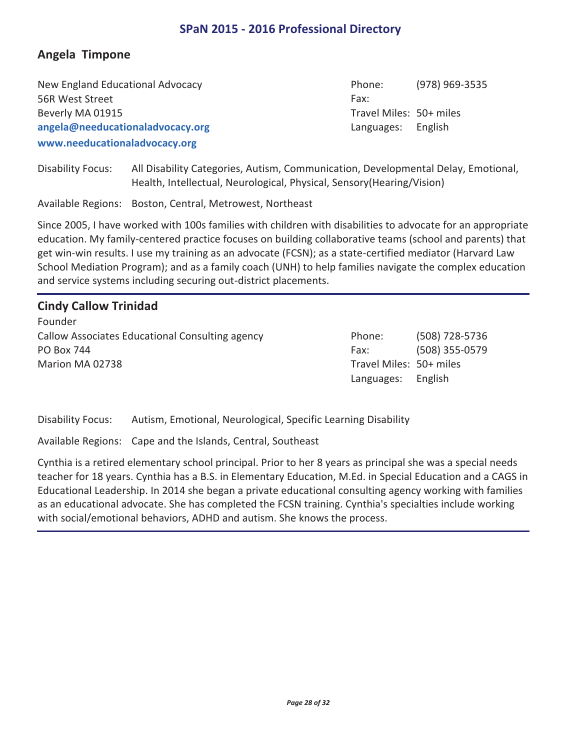## Angela Timpone

New England Educational Advocacy
56R West Street
Beverly MA 01915
**angela@needucationaladvocacy.org**
**www.needucationaladvocacy.org**

Phone: (978) 969-3535
Fax:
Travel Miles: 50+ miles
Languages: English

Disability Focus: All Disability Categories, Autism, Communication, Developmental Delay, Emotional, Health, Intellectual, Neurological, Physical, Sensory(Hearing/Vision)

Available Regions: Boston, Central, Metrowest, Northeast

Since 2005, I have worked with 100s families with children with disabilities to advocate for an appropriate education. My family-centered practice focuses on building collaborative teams (school and parents) that get win-win results. I use my training as an advocate (FCSN); as a state-certified mediator (Harvard Law School Mediation Program); and as a family coach (UNH) to help families navigate the complex education and service systems including securing out-district placements.

---

## Cindy Callow Trinidad

Founder
Callow Associates Educational Consulting agency
PO Box 744
Marion MA 02738

Phone: (508) 728-5736
Fax: (508) 355-0579
Travel Miles: 50+ miles
Languages: English

Disability Focus: Autism, Emotional, Neurological, Specific Learning Disability

Available Regions: Cape and the Islands, Central, Southeast

Cynthia is a retired elementary school principal. Prior to her 8 years as principal she was a special needs teacher for 18 years. Cynthia has a B.S. in Elementary Education, M.Ed. in Special Education and a CAGS in Educational Leadership. In 2014 she began a private educational consulting agency working with families as an educational advocate. She has completed the FCSN training. Cynthia's specialties include working with social/emotional behaviors, ADHD and autism. She knows the process.

---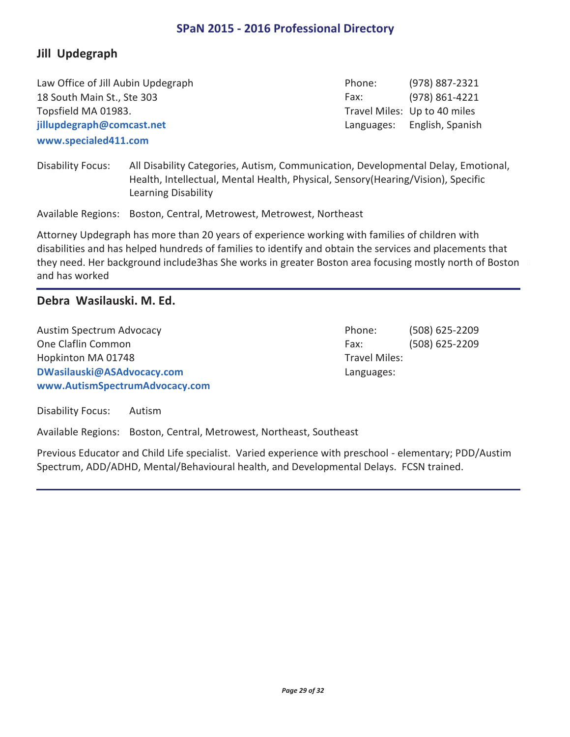## Jill  Updegraph

Law Office of Jill Aubin Updegraph
18 South Main St., Ste 303
Topsfield MA 01983.
**jillupdegraph@comcast.net**
**www.specialed411.com**

Phone: (978) 887-2321
Fax: (978) 861-4221
Travel Miles: Up to 40 miles
Languages: English, Spanish

Disability Focus: All Disability Categories, Autism, Communication, Developmental Delay, Emotional, Health, Intellectual, Mental Health, Physical, Sensory(Hearing/Vision), Specific Learning Disability

Available Regions: Boston, Central, Metrowest, Metrowest, Northeast

Attorney Updegraph has more than 20 years of experience working with families of children with disabilities and has helped hundreds of families to identify and obtain the services and placements that they need. Her background include3has She works in greater Boston area focusing mostly north of Boston and has worked

---

## Debra  Wasilauski. M. Ed.

Austim Spectrum Advocacy
One Claflin Common
Hopkinton MA 01748
**DWasilauski@ASAdvocacy.com**
**www.AutismSpectrumAdvocacy.com**

Phone: (508) 625-2209
Fax: (508) 625-2209
Travel Miles:
Languages:

Disability Focus: Autism

Available Regions: Boston, Central, Metrowest, Northeast, Southeast

Previous Educator and Child Life specialist.  Varied experience with preschool - elementary; PDD/Austim Spectrum, ADD/ADHD, Mental/Behavioural health, and Developmental Delays.  FCSN trained.

---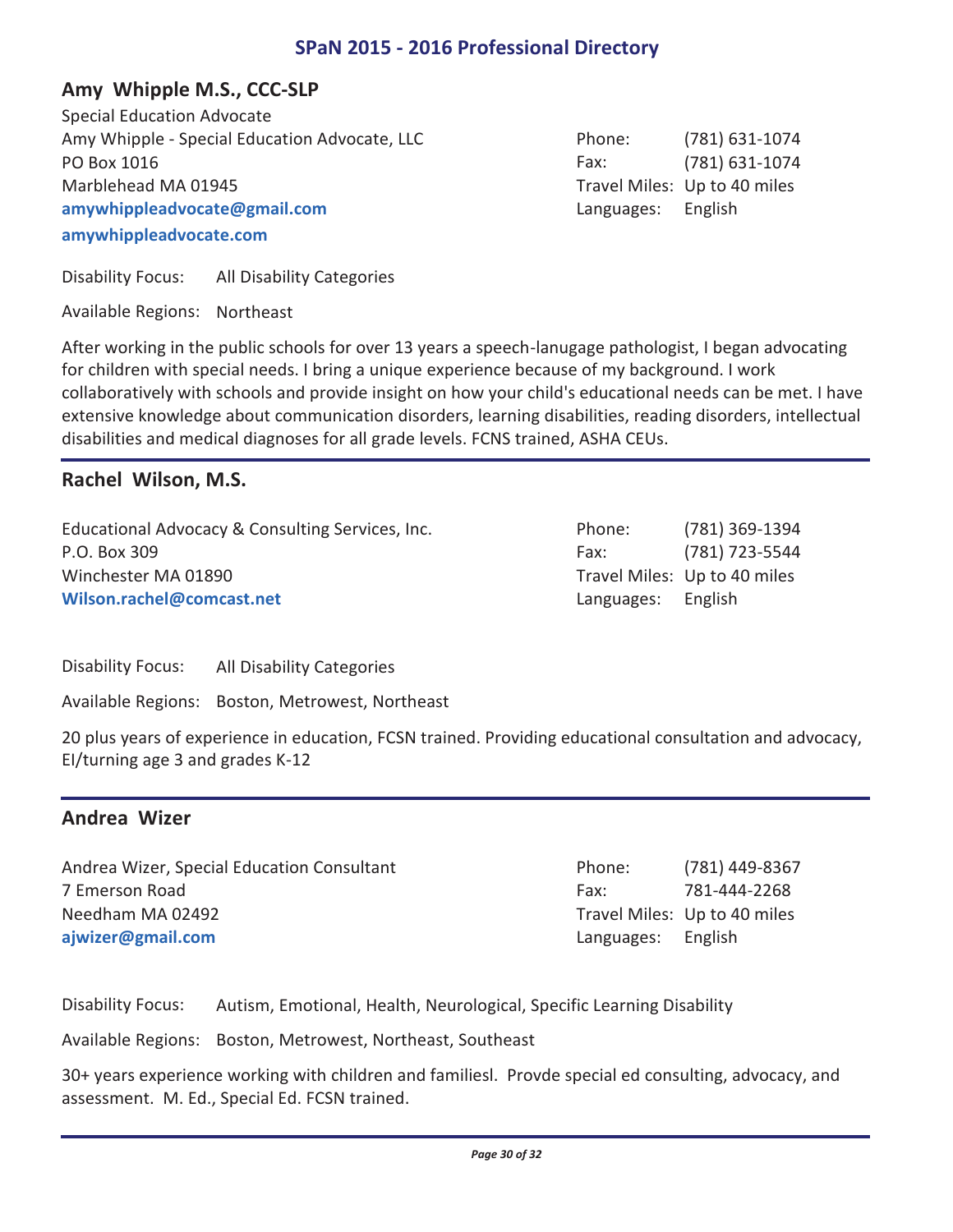## Amy Whipple M.S., CCC-SLP

Special Education Advocate
Amy Whipple - Special Education Advocate, LLC
PO Box 1016
Marblehead MA 01945
**amywhippleadvocate@gmail.com**
**amywhippleadvocate.com**

Phone: (781) 631-1074
Fax: (781) 631-1074
Travel Miles: Up to 40 miles
Languages: English

Disability Focus: All Disability Categories

Available Regions: Northeast

After working in the public schools for over 13 years a speech-lanugage pathologist, I began advocating for children with special needs. I bring a unique experience because of my background. I work collaboratively with schools and provide insight on how your child's educational needs can be met. I have extensive knowledge about communication disorders, learning disabilities, reading disorders, intellectual disabilities and medical diagnoses for all grade levels. FCNS trained, ASHA CEUs.

---

## Rachel Wilson, M.S.

Educational Advocacy & Consulting Services, Inc.
P.O. Box 309
Winchester MA 01890
**Wilson.rachel@comcast.net**

Phone: (781) 369-1394
Fax: (781) 723-5544
Travel Miles: Up to 40 miles
Languages: English

Disability Focus: All Disability Categories

Available Regions: Boston, Metrowest, Northeast

20 plus years of experience in education, FCSN trained. Providing educational consultation and advocacy, EI/turning age 3 and grades K-12

---

## Andrea Wizer

Andrea Wizer, Special Education Consultant
7 Emerson Road
Needham MA 02492
**ajwizer@gmail.com**

Phone: (781) 449-8367
Fax: 781-444-2268
Travel Miles: Up to 40 miles
Languages: English

Disability Focus: Autism, Emotional, Health, Neurological, Specific Learning Disability

Available Regions: Boston, Metrowest, Northeast, Southeast

30+ years experience working with children and familiesl. Provde special ed consulting, advocacy, and assessment. M. Ed., Special Ed. FCSN trained.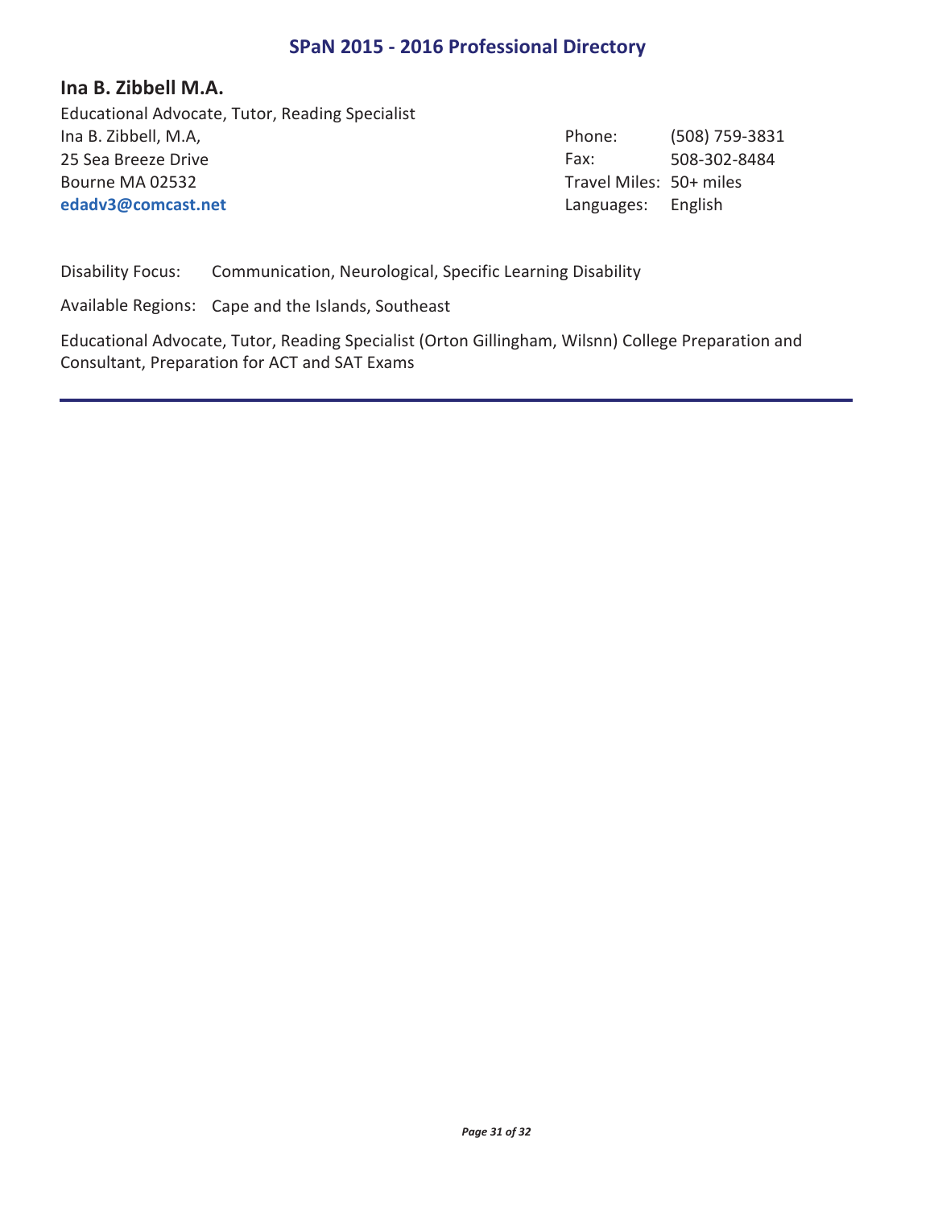## Ina B. Zibbell M.A.

Educational Advocate, Tutor, Reading Specialist
Ina B. Zibbell, M.A,
25 Sea Breeze Drive
Bourne MA 02532
**edadv3@comcast.net**

Phone: (508) 759-3831
Fax: 508-302-8484
Travel Miles: 50+ miles
Languages: English

Disability Focus: Communication, Neurological, Specific Learning Disability

Available Regions: Cape and the Islands, Southeast

Educational Advocate, Tutor, Reading Specialist (Orton Gillingham, Wilsnn) College Preparation and Consultant, Preparation for ACT and SAT Exams

---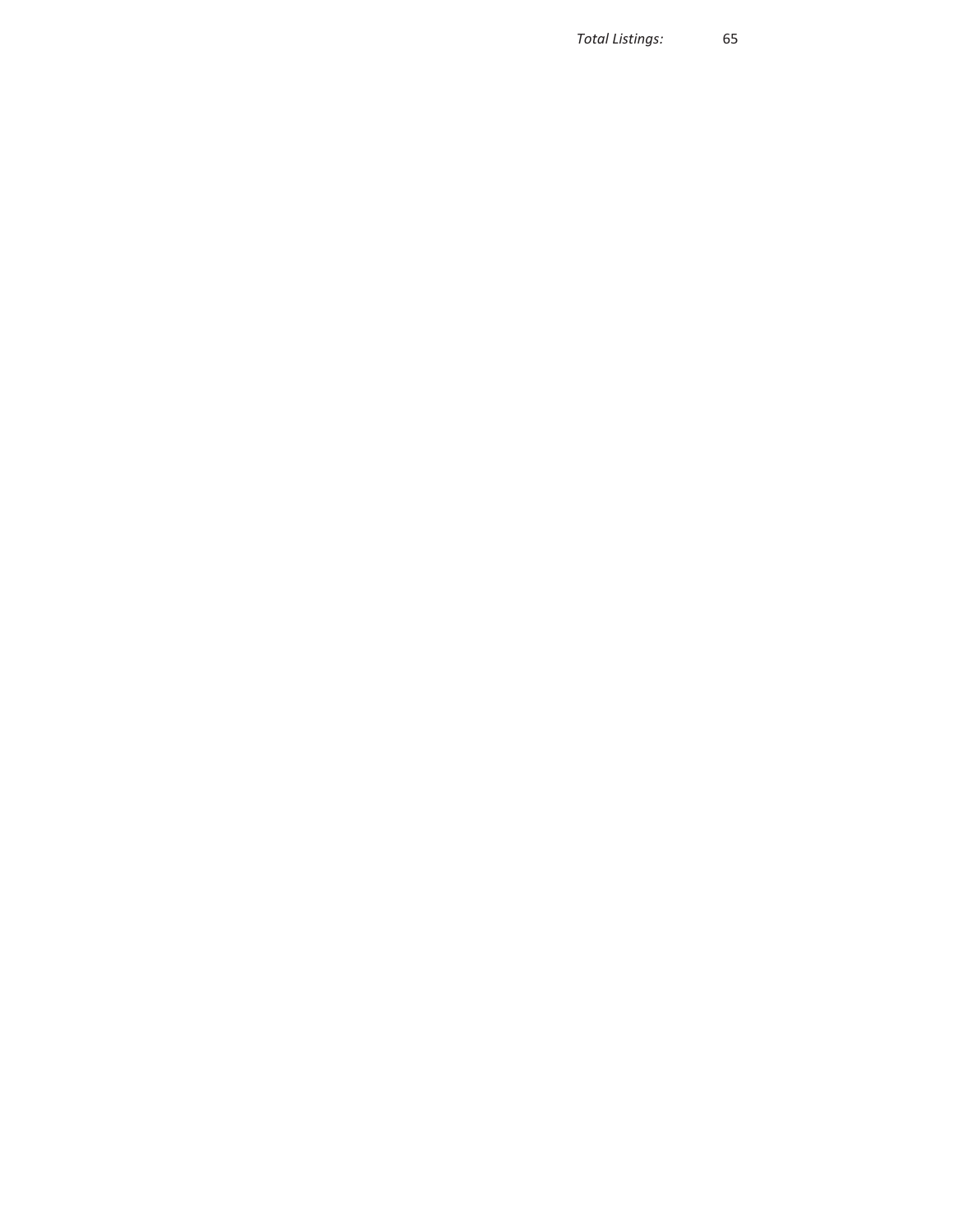*Total Listings:* 65